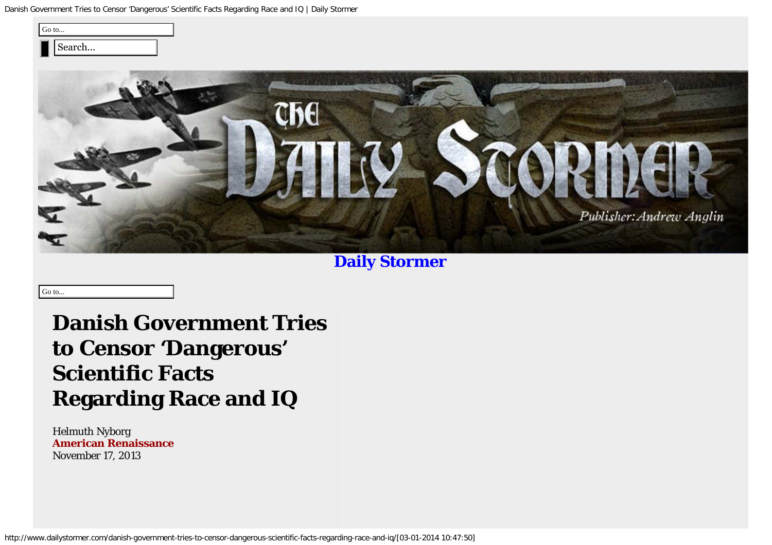Go to...

Search...

Daily Stormer

Go to...

# Danish Government Tries to Censor 'Dangerous' Scientific Facts Regarding Race and IQ

Helmuth Nyborg
**American Renaissance**
November 17, 2013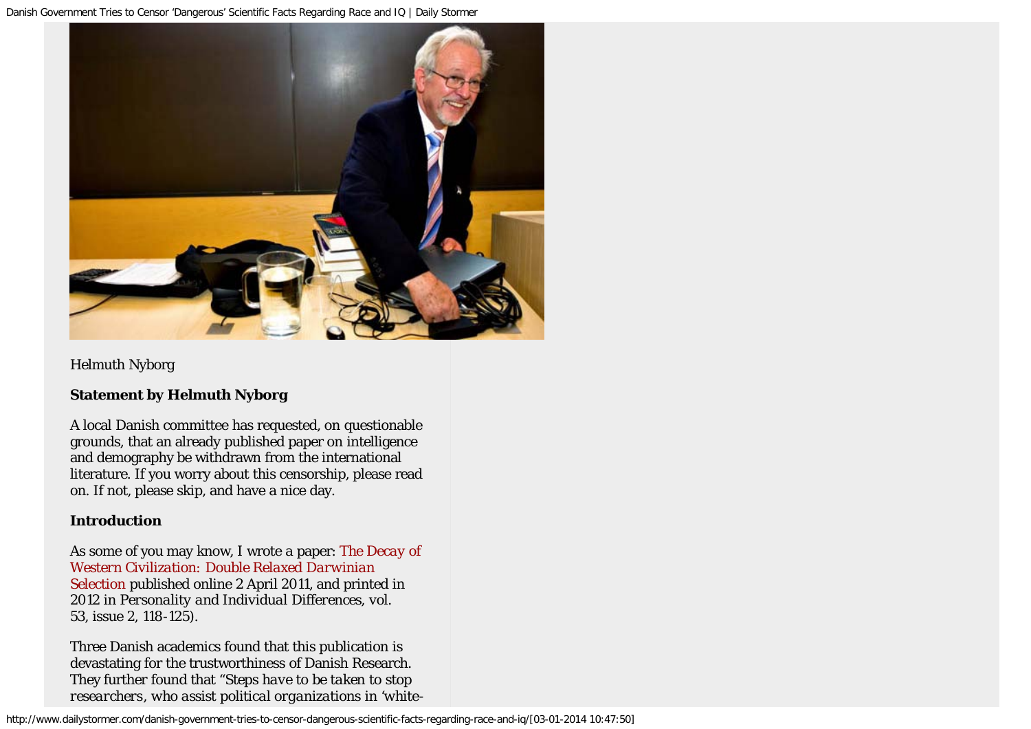Helmuth Nyborg

**Statement by Helmuth Nyborg**

A local Danish committee has requested, on questionable grounds, that an already published paper on intelligence and demography be withdrawn from the international literature. If you worry about this censorship, please read on. If not, please skip, and have a nice day.

**Introduction**

As some of you may know, I wrote a paper: The Decay of Western Civilization: Double Relaxed Darwinian Selection published online 2 April 2011, and printed in 2012 in *Personality and Individual Differences*, vol. 53, issue 2, 118-125).

Three Danish academics found that this publication is devastating for the trustworthiness of Danish Research. They further found that "*Steps have to be taken to stop researchers, who assist political organizations in 'white-*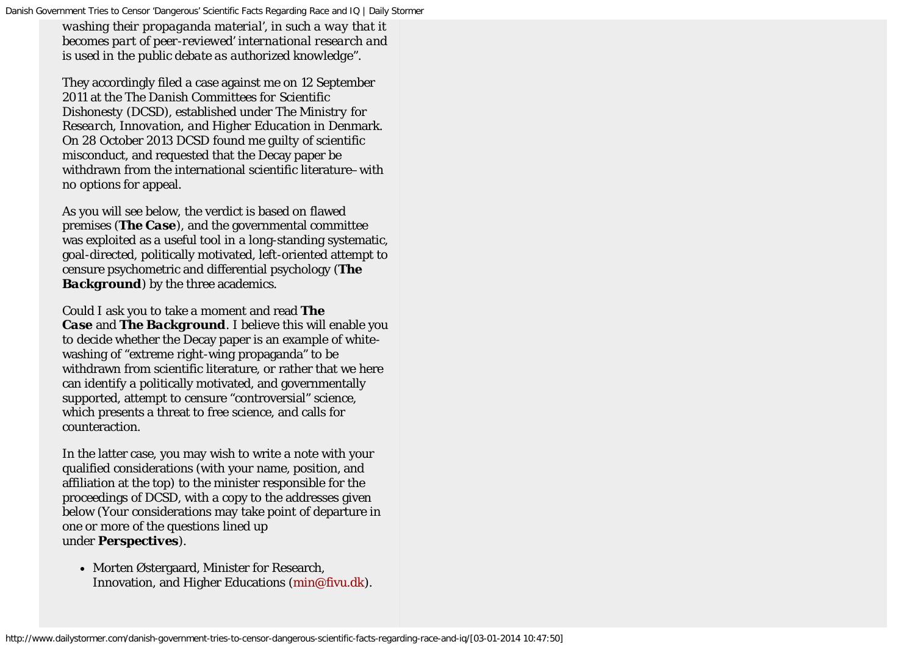*washing their propaganda material', in such a way that it becomes part of peer-reviewed' international research and is used in the public debate as authorized knowledge".*

They accordingly filed a case against me on 12 September 2011 at the The *Danish Committees for Scientific Dishonesty* (DCSD), established under *The Ministry for Research, Innovation, and Higher Education* in Denmark. On 28 October 2013 DCSD found me guilty of scientific misconduct, and requested that the Decay paper be withdrawn from the international scientific literature– with no options for appeal.

As you will see below, the verdict is based on flawed premises (***The Case***), and the governmental committee was exploited as a useful tool in a long-standing systematic, goal-directed, politically motivated, left-oriented attempt to censure psychometric and differential psychology (***The Background***) by the three academics.

Could I ask you to take a moment and read ***The Case*** and ***The Background***. I believe this will enable you to decide whether the Decay paper is an example of white-washing of "extreme right-wing propaganda" to be withdrawn from scientific literature, or rather that we here can identify a politically motivated, and governmentally supported, attempt to censure "controversial" science, which presents a threat to free science, and calls for counteraction.

In the latter case, you may wish to write a note with your qualified considerations (with your name, position, and affiliation at the top) to the minister responsible for the proceedings of DCSD, with a copy to the addresses given below (Your considerations may take point of departure in one or more of the questions lined up under ***Perspectives***).

- Morten Østergaard, Minister for Research, Innovation, and Higher Educations (min@fivu.dk).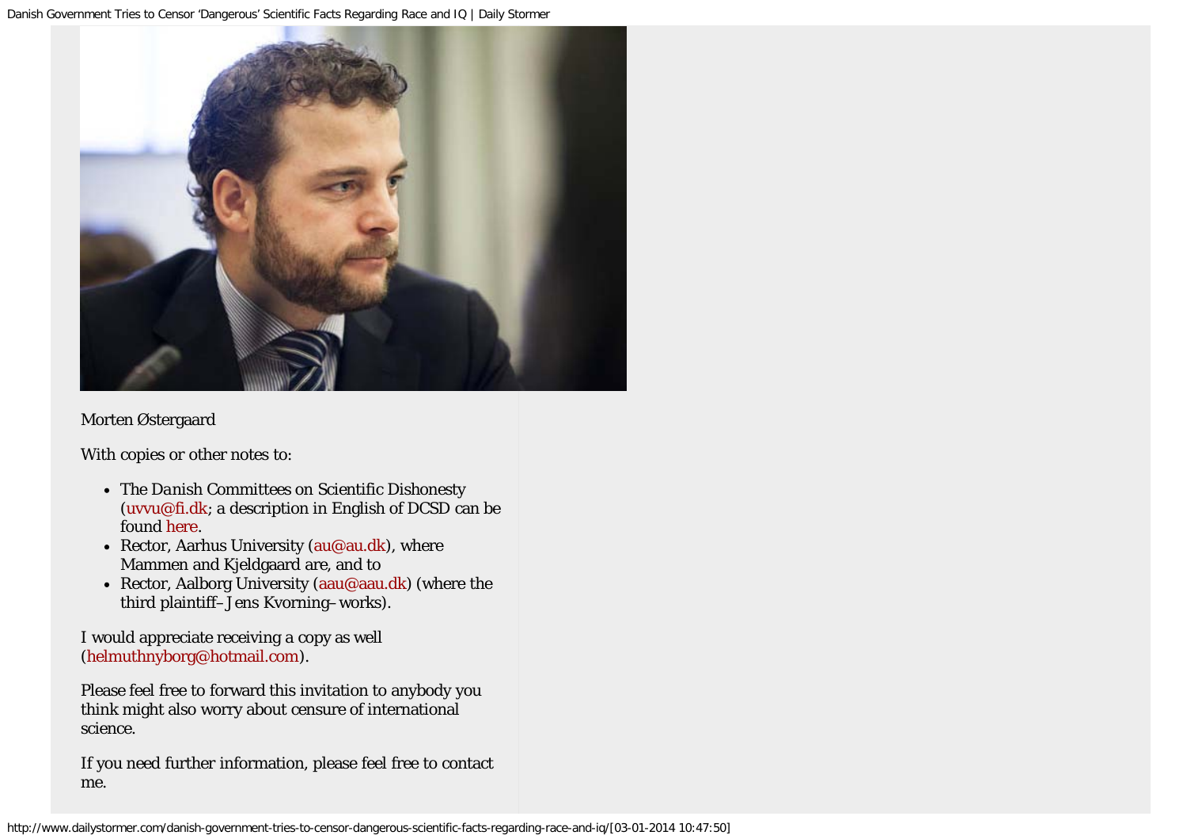Morten Østergaard

With copies or other notes to:

- The Danish Committees on Scientific Dishonesty (uvvu@fi.dk; a description in English of DCSD can be found here.
- Rector, Aarhus University (au@au.dk), where Mammen and Kjeldgaard are, and to
- Rector, Aalborg University (aau@aau.dk) (where the third plaintiff– Jens Kvorning– works).

I would appreciate receiving a copy as well (helmuthnyborg@hotmail.com).

Please feel free to forward this invitation to anybody you think might also worry about censure of international science.

If you need further information, please feel free to contact me.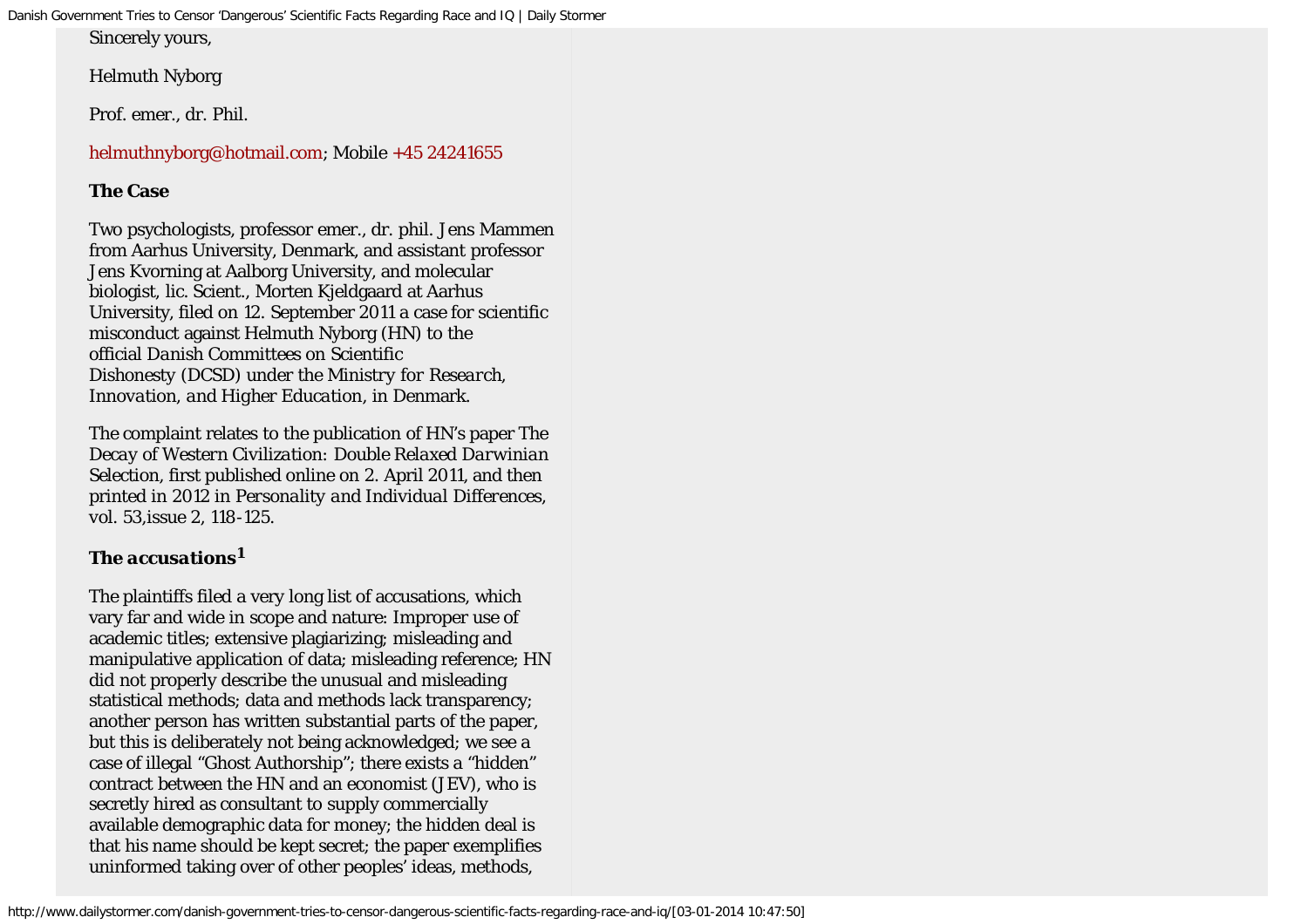Sincerely yours,

Helmuth Nyborg

Prof. emer., dr. Phil.

helmuthnyborg@hotmail.com; Mobile +45 24241655

**The Case**

Two psychologists, professor emer., dr. phil. Jens Mammen from Aarhus University, Denmark, and assistant professor Jens Kvorning at Aalborg University, and molecular biologist, lic. Scient., Morten Kjeldgaard at Aarhus University, filed on 12. September 2011 a case for scientific misconduct against Helmuth Nyborg (HN) to the official *Danish Committees on Scientific Dishonesty* (DCSD) under the *Ministry for Research, Innovation, and Higher Education*, in Denmark.

The complaint relates to the publication of HN's paper The *Decay of Western Civilization: Double Relaxed Darwinian* Selection, first published online on 2. April 2011, and then printed in 2012 in *Personality and Individual Differences*, vol. 53,issue 2, 118-125.

***The accusations***[1]

The plaintiffs filed a very long list of accusations, which vary far and wide in scope and nature: Improper use of academic titles; extensive plagiarizing; misleading and manipulative application of data; misleading reference; HN did not properly describe the unusual and misleading statistical methods; data and methods lack transparency; another person has written substantial parts of the paper, but this is deliberately not being acknowledged; we see a case of illegal "Ghost Authorship"; there exists a "hidden" contract between the HN and an economist (JEV), who is secretly hired as consultant to supply commercially available demographic data for money; the hidden deal is that his name should be kept secret; the paper exemplifies uninformed taking over of other peoples' ideas, methods,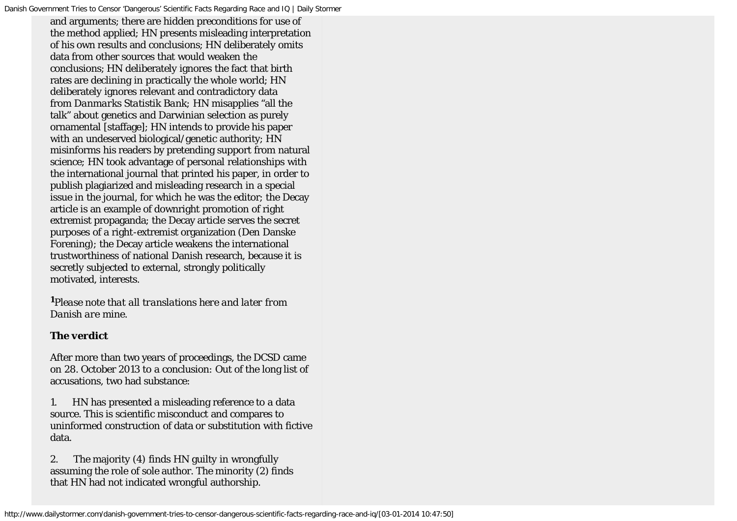and arguments; there are hidden preconditions for use of the method applied; HN presents misleading interpretation of his own results and conclusions; HN deliberately omits data from other sources that would weaken the conclusions; HN deliberately ignores the fact that birth rates are declining in practically the whole world; HN deliberately ignores relevant and contradictory data from *Danmarks Statistik Bank*; HN misapplies "all the talk" about genetics and Darwinian selection as purely ornamental [staffage]; HN intends to provide his paper with an undeserved biological/genetic authority; HN misinforms his readers by pretending support from natural science; HN took advantage of personal relationships with the international journal that printed his paper, in order to publish plagiarized and misleading research in a special issue in the journal, for which he was the editor; the Decay article is an example of downright promotion of right extremist propaganda; the Decay article serves the secret purposes of a right-extremist organization (Den Danske Forening); the Decay article weakens the international trustworthiness of national Danish research, because it is secretly subjected to external, strongly politically motivated, interests.

[1]*Please note that all translations here and later from Danish are mine.*

**The verdict**

After more than two years of proceedings, the DCSD came on 28. October 2013 to a conclusion: Out of the long list of accusations, two had substance:

1. HN has presented a misleading reference to a data source. This is scientific misconduct and compares to uninformed construction of data or substitution with fictive data.

2. The majority (4) finds HN guilty in wrongfully assuming the role of sole author. The minority (2) finds that HN had not indicated wrongful authorship.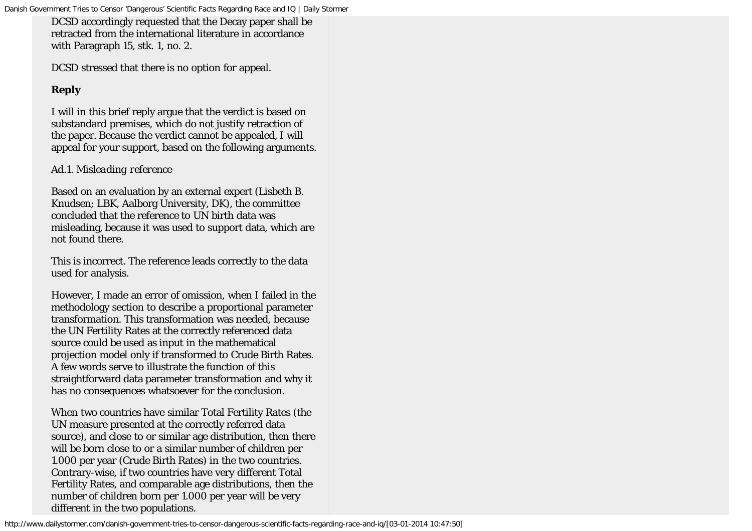DCSD accordingly requested that the Decay paper shall be retracted from the international literature in accordance with Paragraph 15, stk. 1, no. 2.

DCSD stressed that there is no option for appeal.

**Reply**

I will in this brief reply argue that the verdict is based on substandard premises, which do not justify retraction of the paper. Because the verdict cannot be appealed, I will appeal for your support, based on the following arguments.

Ad.1. *Misleading reference*

Based on an evaluation by an external expert (Lisbeth B. Knudsen; LBK, Aalborg University, DK), the committee concluded that the reference to UN birth data was misleading, because it was used to support data, which are not found there.

This is incorrect. The reference leads correctly to the data used for analysis.

However, I made an error of omission, when I failed in the methodology section to describe a proportional parameter transformation. This transformation was needed, because the UN Fertility Rates at the correctly referenced data source could be used as input in the mathematical projection model only if transformed to Crude Birth Rates. A few words serve to illustrate the function of this straightforward data parameter transformation and why it has no consequences whatsoever for the conclusion.

When two countries have similar Total Fertility Rates (the UN measure presented at the correctly referred data source), and close to or similar age distribution, then there will be born close to or a similar number of children per 1.000 per year (Crude Birth Rates) in the two countries. Contrary-wise, if two countries have very different Total Fertility Rates, and comparable age distributions, then the number of children born per 1.000 per year will be very different in the two populations.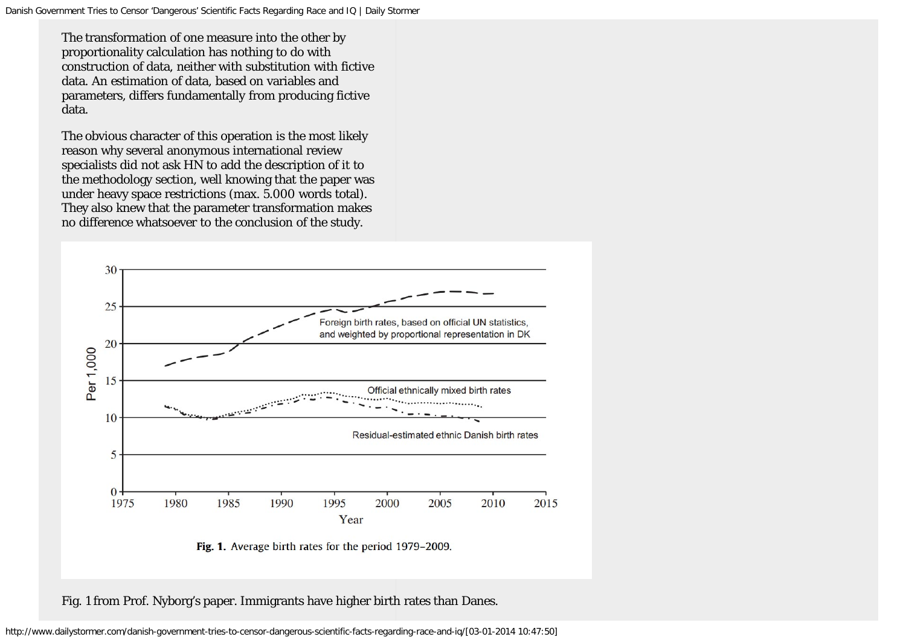The transformation of one measure into the other by proportionality calculation has nothing to do with construction of data, neither with substitution with fictive data. An estimation of data, based on variables and parameters, differs fundamentally from producing fictive data.

The obvious character of this operation is the most likely reason why several anonymous international review specialists did not ask HN to add the description of it to the methodology section, well knowing that the paper was under heavy space restrictions (max. 5.000 words total). They also knew that the parameter transformation makes no difference whatsoever to the conclusion of the study.

Foreign birth rates, based on official UN statistics, and weighted by proportional representation in DK

Official ethnically mixed birth rates

Residual-estimated ethnic Danish birth rates

Per 1,000

Year

**Fig. 1.** Average birth rates for the period 1979–2009.

Fig. 1 from Prof. Nyborg's paper. Immigrants have higher birth rates than Danes.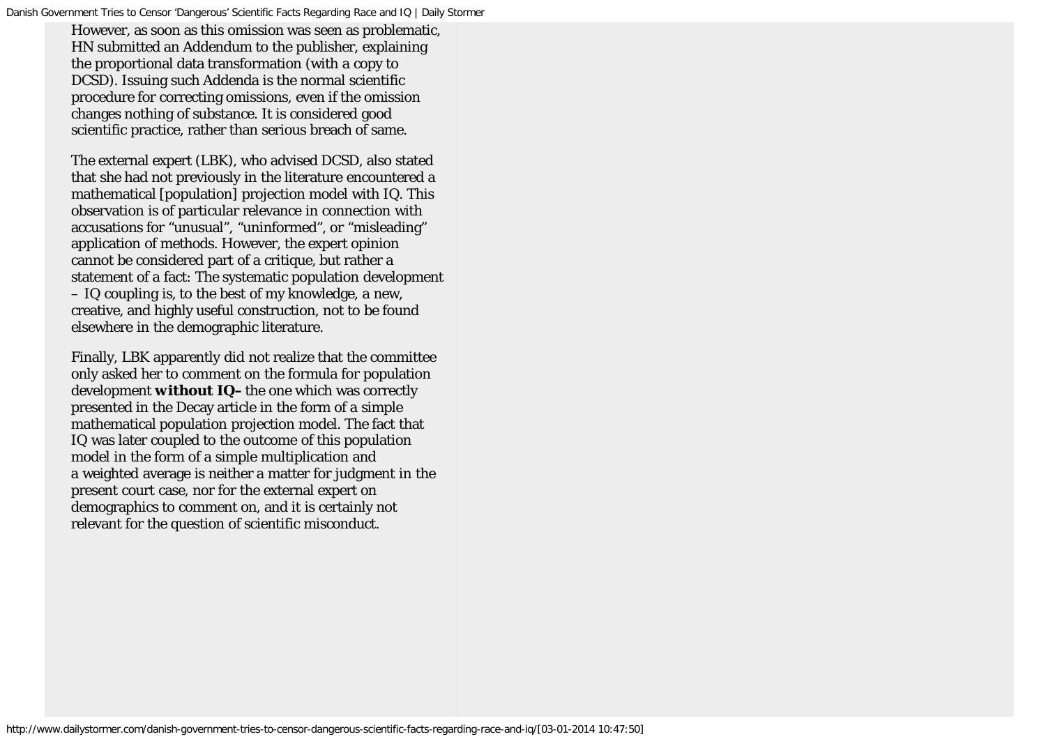However, as soon as this omission was seen as problematic, HN submitted an Addendum to the publisher, explaining the proportional data transformation (with a copy to DCSD). Issuing such Addenda is the normal scientific procedure for correcting omissions, even if the omission changes nothing of substance. It is considered good scientific practice, rather than serious breach of same.

The external expert (LBK), who advised DCSD, also stated that she had not previously in the literature encountered a mathematical [population] projection model with IQ. This observation is of particular relevance in connection with accusations for “unusual”, “uninformed”, or “misleading” application of methods. However, the expert opinion cannot be considered part of a critique, but rather a statement of a fact: The systematic population development – IQ coupling is, to the best of my knowledge, a new, creative, and highly useful construction, not to be found elsewhere in the demographic literature.

Finally, LBK apparently did not realize that the committee only asked her to comment on the formula for population development **without IQ–** the one which was correctly presented in the Decay article in the form of a simple mathematical population projection model. The fact that IQ was later coupled to the outcome of this population model in the form of a simple multiplication and a weighted average is neither a matter for judgment in the present court case, nor for the external expert on demographics to comment on, and it is certainly not relevant for the question of scientific misconduct.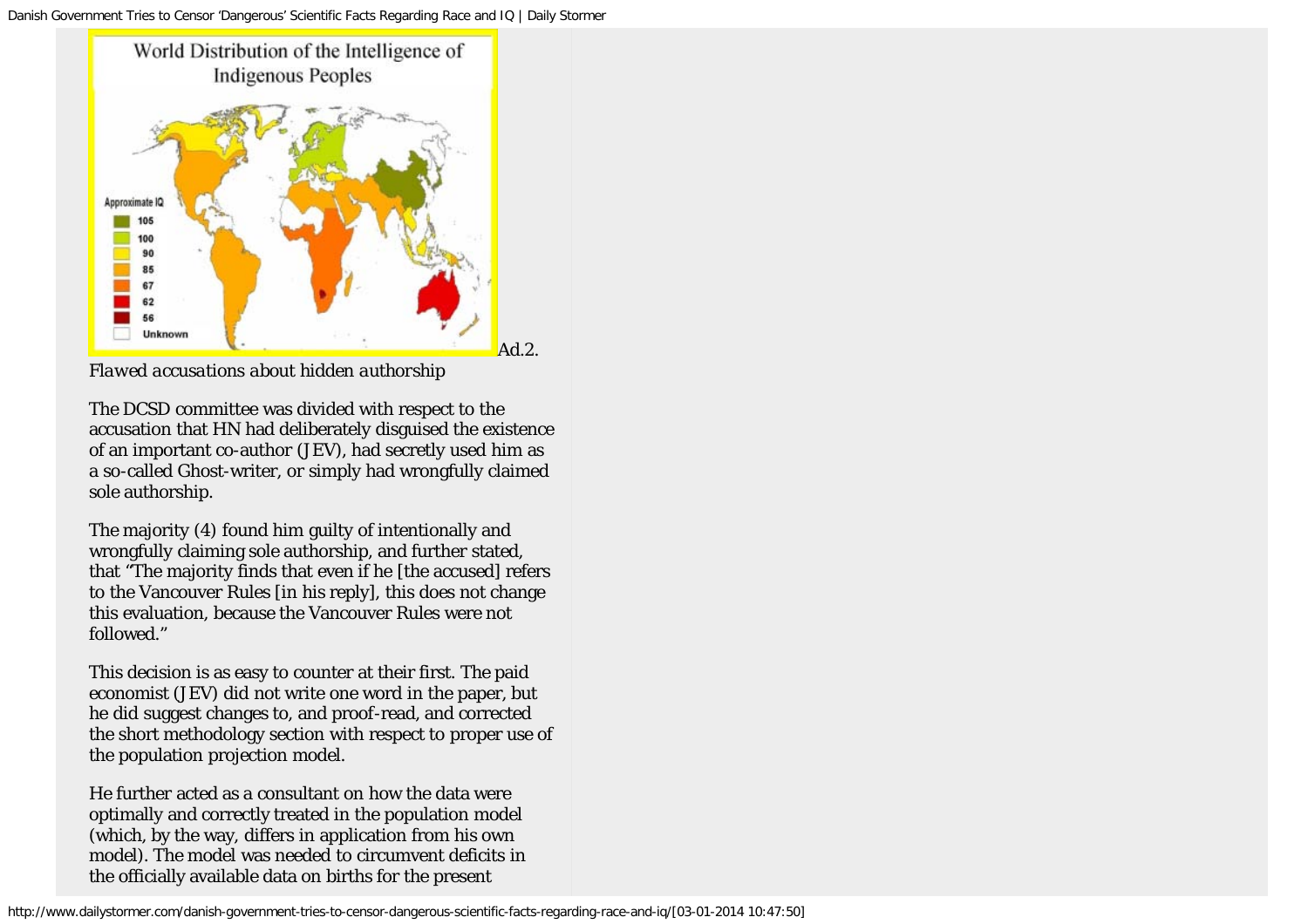Ad.2.

*Flawed accusations about hidden authorship*

The DCSD committee was divided with respect to the accusation that HN had deliberately disguised the existence of an important co-author (JEV), had secretly used him as a so-called Ghost-writer, or simply had wrongfully claimed sole authorship.

The majority (4) found him guilty of intentionally and wrongfully claiming sole authorship, and further stated, that "The majority finds that even if he [the accused] refers to the Vancouver Rules [in his reply], this does not change this evaluation, because the Vancouver Rules were not followed."

This decision is as easy to counter at their first. The paid economist (JEV) did not write one word in the paper, but he did suggest changes to, and proof-read, and corrected the short methodology section with respect to proper use of the population projection model.

He further acted as a consultant on how the data were optimally and correctly treated in the population model (which, by the way, differs in application from his own model). The model was needed to circumvent deficits in the officially available data on births for the present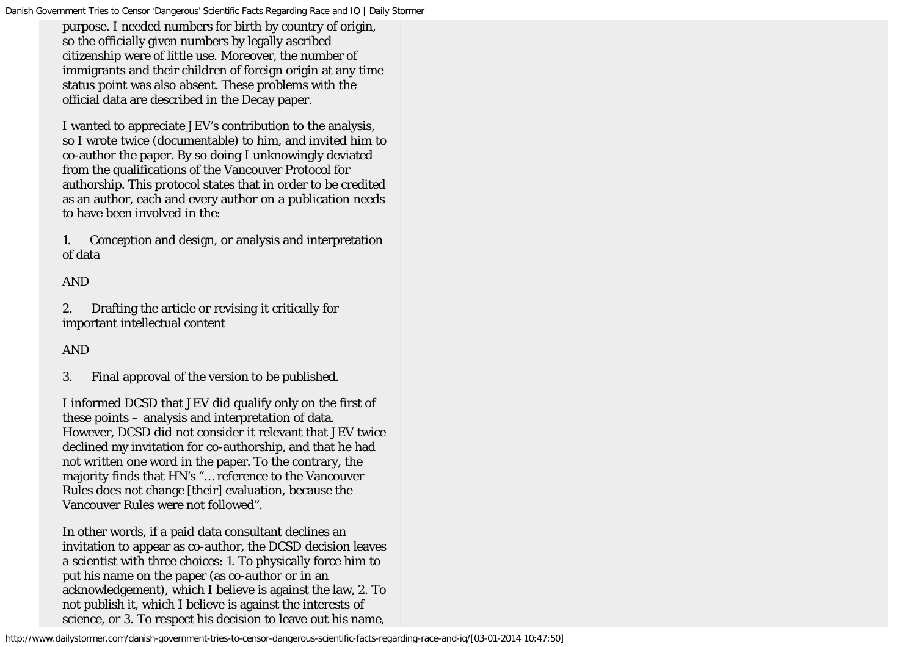purpose. I needed numbers for birth by country of origin, so the officially given numbers by legally ascribed citizenship were of little use. Moreover, the number of immigrants and their children of foreign origin at any time status point was also absent. These problems with the official data are described in the Decay paper.

I wanted to appreciate JEV's contribution to the analysis, so I wrote twice (documentable) to him, and invited him to co-author the paper. By so doing I unknowingly deviated from the qualifications of the Vancouver Protocol for authorship. This protocol states that in order to be credited as an author, each and every author on a publication needs to have been involved in the:

1. Conception and design, or analysis and interpretation of data

AND

2. Drafting the article or revising it critically for important intellectual content

AND

3. Final approval of the version to be published.

I informed DCSD that JEV did qualify only on the first of these points – analysis and interpretation of data. However, DCSD did not consider it relevant that JEV twice declined my invitation for co-authorship, and that he had not written one word in the paper. To the contrary, the majority finds that HN's "… reference to the Vancouver Rules does not change [their] evaluation, because the Vancouver Rules were not followed".

In other words, if a paid data consultant declines an invitation to appear as co-author, the DCSD decision leaves a scientist with three choices: 1. To physically force him to put his name on the paper (as co-author or in an acknowledgement), which I believe is against the law, 2. To not publish it, which I believe is against the interests of science, or 3. To respect his decision to leave out his name,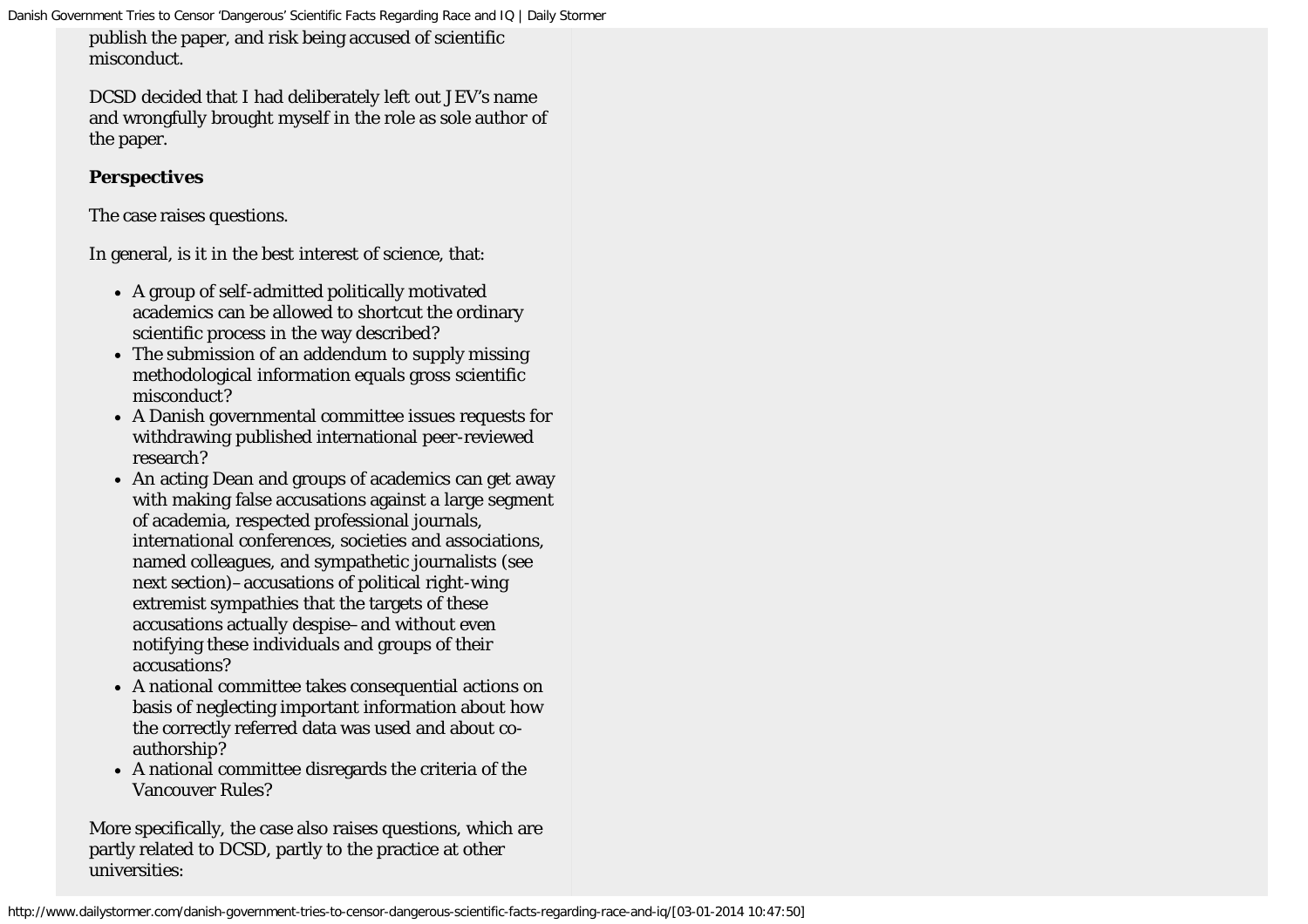publish the paper, and risk being accused of scientific misconduct.

DCSD decided that I had deliberately left out JEV's name and wrongfully brought myself in the role as sole author of the paper.

**Perspectives**

The case raises questions.

In general, is it in the best interest of science, that:

- A group of self-admitted politically motivated academics can be allowed to shortcut the ordinary scientific process in the way described?
- The submission of an addendum to supply missing methodological information equals gross scientific misconduct?
- A Danish governmental committee issues requests for withdrawing published international peer-reviewed research?
- An acting Dean and groups of academics can get away with making false accusations against a large segment of academia, respected professional journals, international conferences, societies and associations, named colleagues, and sympathetic journalists (see next section)– accusations of political right-wing extremist sympathies that the targets of these accusations actually despise– and without even notifying these individuals and groups of their accusations?
- A national committee takes consequential actions on basis of neglecting important information about how the correctly referred data was used and about co-authorship?
- A national committee disregards the criteria of the Vancouver Rules?

More specifically, the case also raises questions, which are partly related to DCSD, partly to the practice at other universities: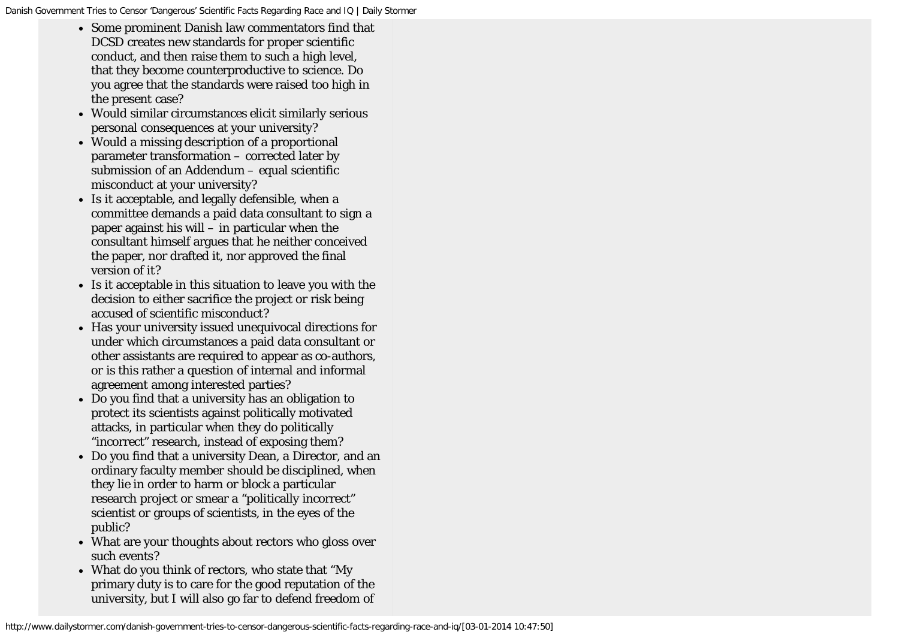- Some prominent Danish law commentators find that DCSD creates new standards for proper scientific conduct, and then raise them to such a high level, that they become counterproductive to science. Do you agree that the standards were raised too high in the present case?
- Would similar circumstances elicit similarly serious personal consequences at your university?
- Would a missing description of a proportional parameter transformation – corrected later by submission of an Addendum – equal scientific misconduct at your university?
- Is it acceptable, and legally defensible, when a committee demands a paid data consultant to sign a paper against his will – in particular when the consultant himself argues that he neither conceived the paper, nor drafted it, nor approved the final version of it?
- Is it acceptable in this situation to leave you with the decision to either sacrifice the project or risk being accused of scientific misconduct?
- Has your university issued unequivocal directions for under which circumstances a paid data consultant or other assistants are required to appear as co-authors, or is this rather a question of internal and informal agreement among interested parties?
- Do you find that a university has an obligation to protect its scientists against politically motivated attacks, in particular when they do politically "incorrect" research, instead of exposing them?
- Do you find that a university Dean, a Director, and an ordinary faculty member should be disciplined, when they lie in order to harm or block a particular research project or smear a "politically incorrect" scientist or groups of scientists, in the eyes of the public?
- What are your thoughts about rectors who gloss over such events?
- What do you think of rectors, who state that "My primary duty is to care for the good reputation of the university, but I will also go far to defend freedom of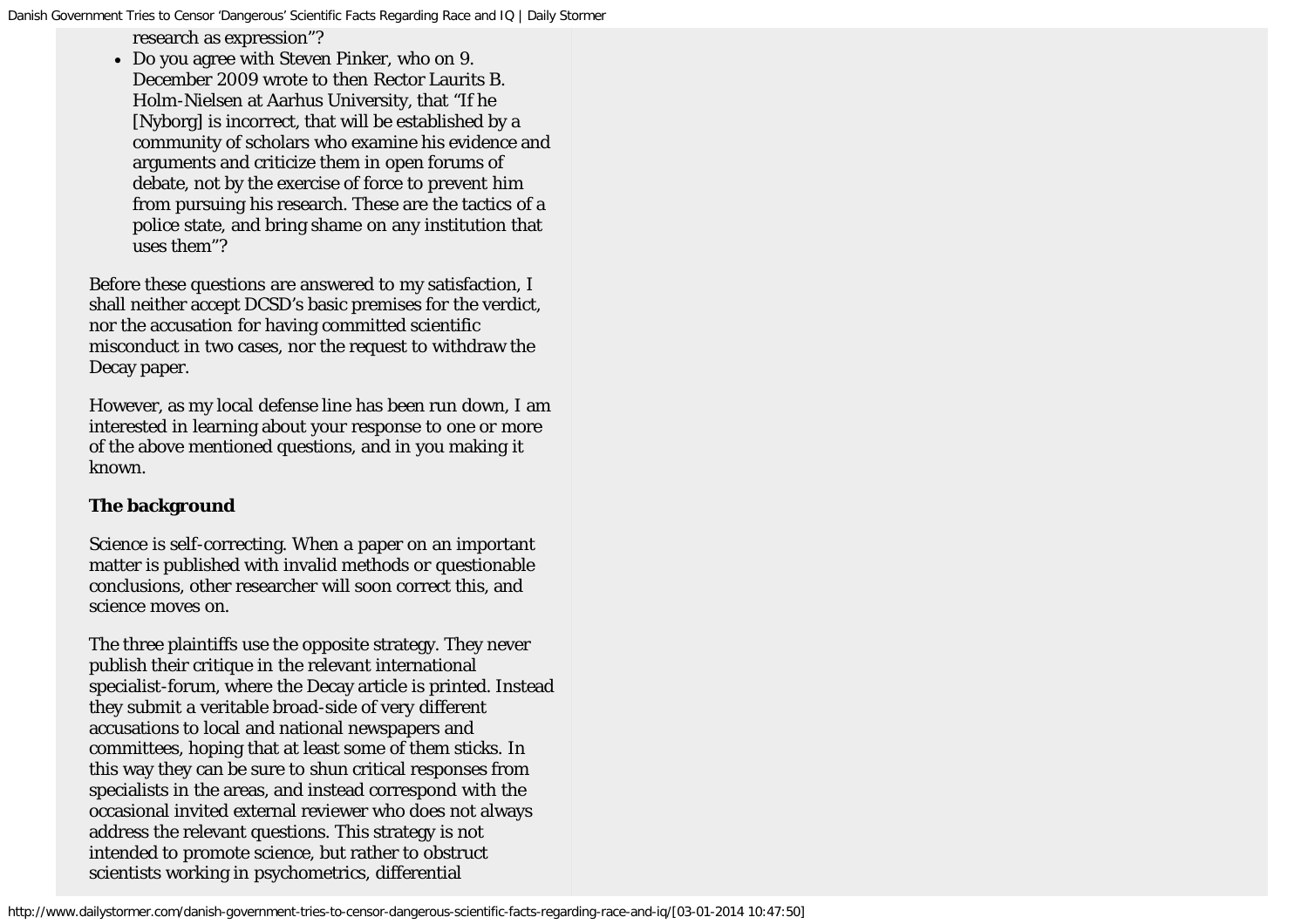research as expression"?

- Do you agree with Steven Pinker, who on 9. December 2009 wrote to then Rector Laurits B. Holm-Nielsen at Aarhus University, that "If he [Nyborg] is incorrect, that will be established by a community of scholars who examine his evidence and arguments and criticize them in open forums of debate, not by the exercise of force to prevent him from pursuing his research. These are the tactics of a police state, and bring shame on any institution that uses them"?

Before these questions are answered to my satisfaction, I shall neither accept DCSD's basic premises for the verdict, nor the accusation for having committed scientific misconduct in two cases, nor the request to withdraw the Decay paper.

However, as my local defense line has been run down, I am interested in learning about your response to one or more of the above mentioned questions, and in you making it known.

**The background**

Science is self-correcting. When a paper on an important matter is published with invalid methods or questionable conclusions, other researcher will soon correct this, and science moves on.

The three plaintiffs use the opposite strategy. They never publish their critique in the relevant international specialist-forum, where the Decay article is printed. Instead they submit a veritable broad-side of very different accusations to local and national newspapers and committees, hoping that at least some of them sticks. In this way they can be sure to shun critical responses from specialists in the areas, and instead correspond with the occasional invited external reviewer who does not always address the relevant questions. This strategy is not intended to promote science, but rather to obstruct scientists working in psychometrics, differential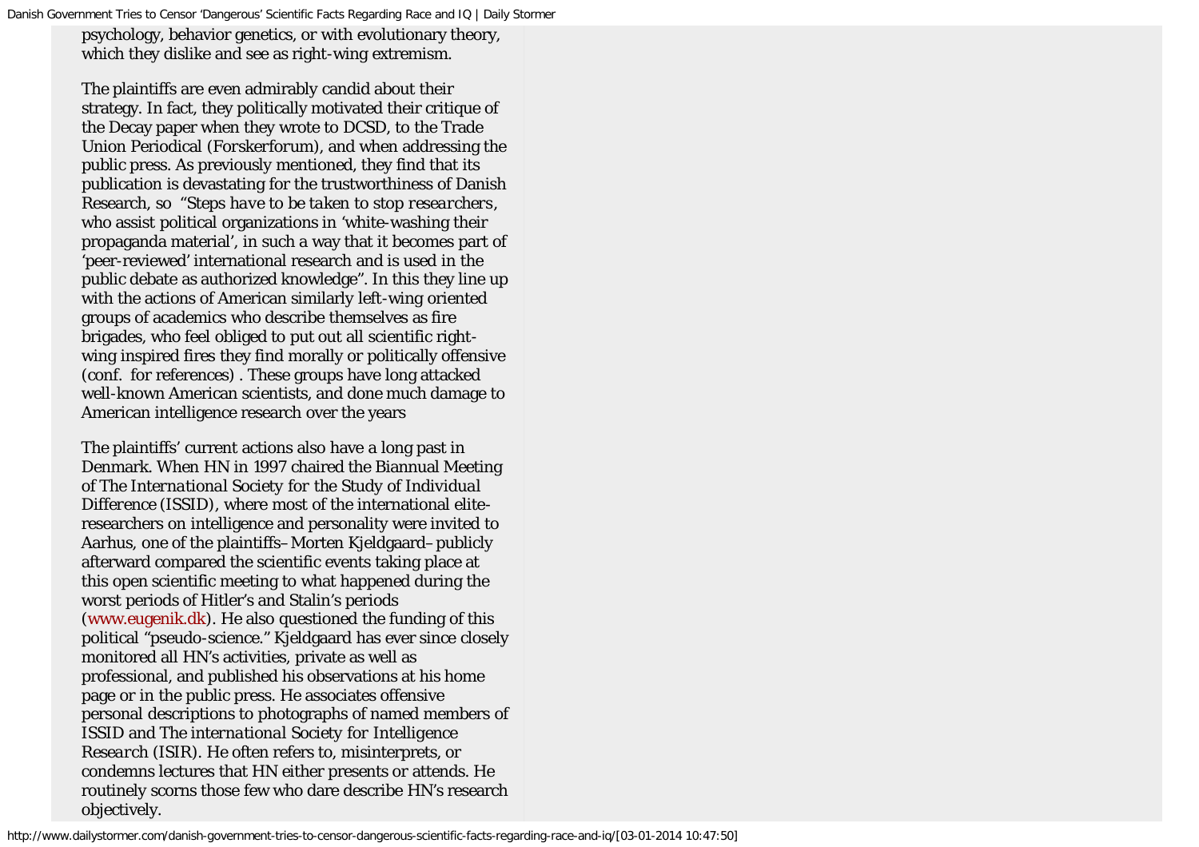psychology, behavior genetics, or with evolutionary theory, which they dislike and see as right-wing extremism.

The plaintiffs are even admirably candid about their strategy. In fact, they politically motivated their critique of the Decay paper when they wrote to DCSD, to the Trade Union Periodical (Forskerforum), and when addressing the public press. As previously mentioned, they find that its publication is devastating for the trustworthiness of Danish Research, so *"Steps have to be taken to stop researchers*, who assist political organizations in 'white-washing their propaganda material', in such a way that it becomes part of 'peer-reviewed' international research and is used in the public debate as authorized knowledge". In this they line up with the actions of American similarly left-wing oriented groups of academics who describe themselves as fire brigades, who feel obliged to put out all scientific right-wing inspired fires they find morally or politically offensive (conf. for references) . These groups have long attacked well-known American scientists, and done much damage to American intelligence research over the years

The plaintiffs' current actions also have a long past in Denmark. When HN in 1997 chaired the Biannual Meeting of *The International Society for the Study of Individual Difference* (ISSID), where most of the international elite-researchers on intelligence and personality were invited to Aarhus, one of the plaintiffs–Morten Kjeldgaard–publicly afterward compared the scientific events taking place at this open scientific meeting to what happened during the worst periods of Hitler's and Stalin's periods (www.eugenik.dk). He also questioned the funding of this political "pseudo-science." Kjeldgaard has ever since closely monitored all HN's activities, private as well as professional, and published his observations at his home page or in the public press. He associates offensive personal descriptions to photographs of named members of ISSID and *The international Society for Intelligence Research* (ISIR). He often refers to, misinterprets, or condemns lectures that HN either presents or attends. He routinely scorns those few who dare describe HN's research objectively.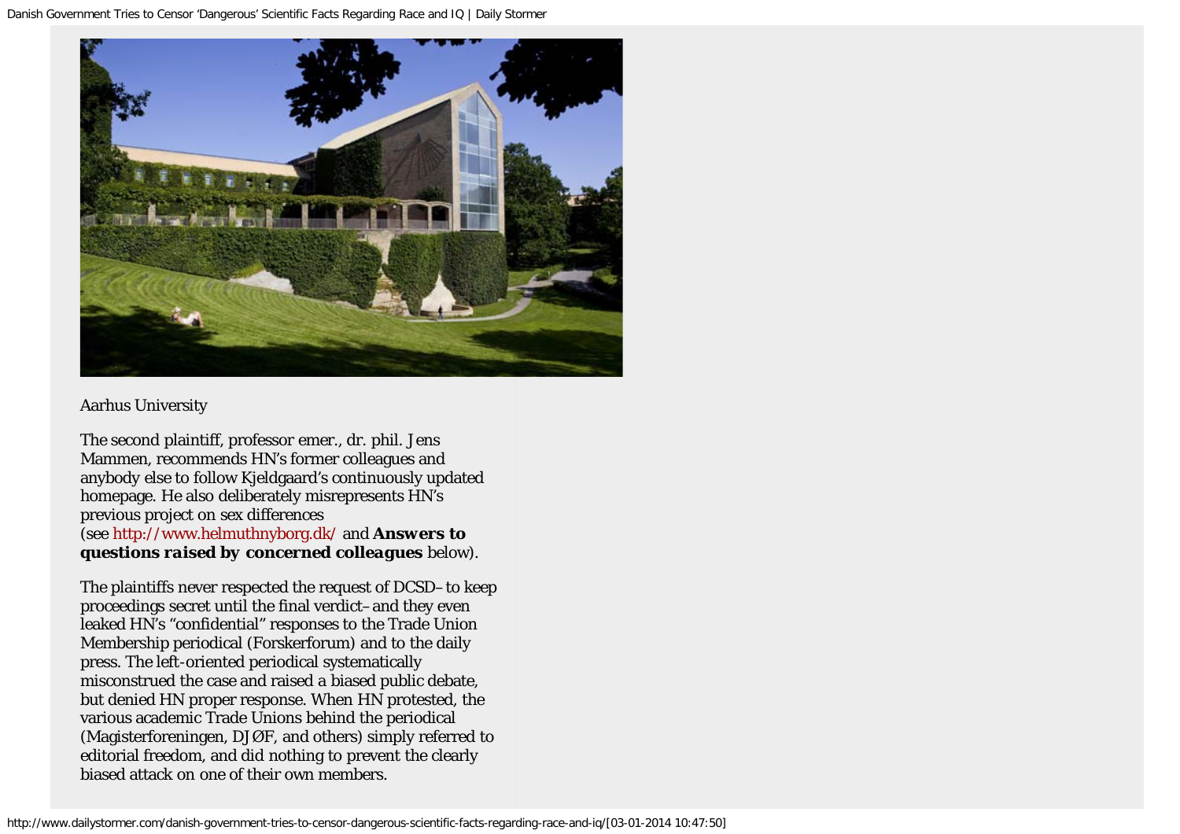Aarhus University

The second plaintiff, professor emer., dr. phil. Jens Mammen, recommends HN's former colleagues and anybody else to follow Kjeldgaard's continuously updated homepage. He also deliberately misrepresents HN's previous project on sex differences (see http://www.helmuthnyborg.dk/ and **Answers to questions raised by concerned colleagues** below).

The plaintiffs never respected the request of DCSD–to keep proceedings secret until the final verdict–and they even leaked HN's "confidential" responses to the Trade Union Membership periodical (Forskerforum) and to the daily press. The left-oriented periodical systematically misconstrued the case and raised a biased public debate, but denied HN proper response. When HN protested, the various academic Trade Unions behind the periodical (Magisterforeningen, DJØF, and others) simply referred to editorial freedom, and did nothing to prevent the clearly biased attack on one of their own members.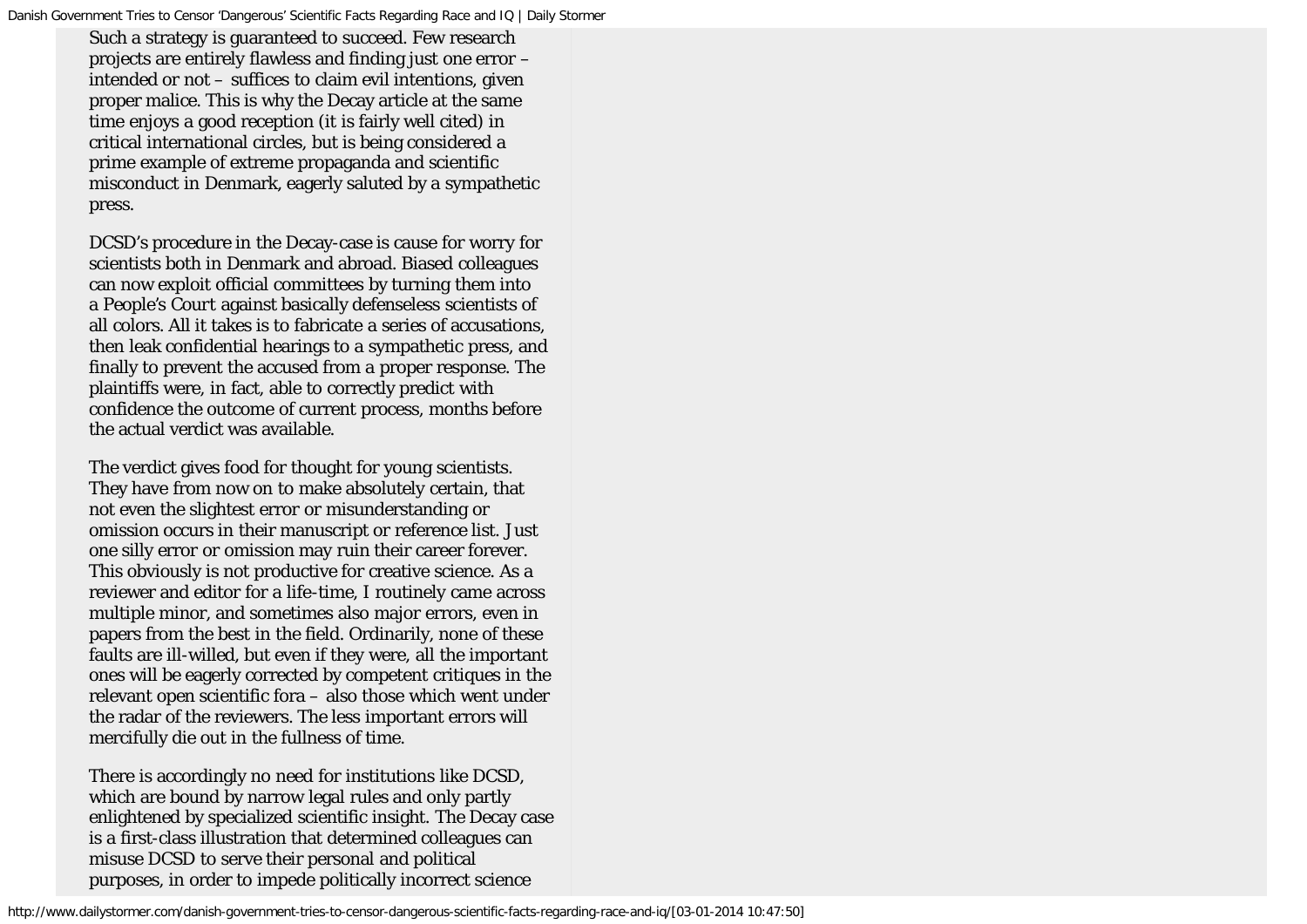Such a strategy is guaranteed to succeed. Few research projects are entirely flawless and finding just one error – intended or not – suffices to claim evil intentions, given proper malice. This is why the Decay article at the same time enjoys a good reception (it is fairly well cited) in critical international circles, but is being considered a prime example of extreme propaganda and scientific misconduct in Denmark, eagerly saluted by a sympathetic press.

DCSD's procedure in the Decay-case is cause for worry for scientists both in Denmark and abroad. Biased colleagues can now exploit official committees by turning them into a People's Court against basically defenseless scientists of all colors. All it takes is to fabricate a series of accusations, then leak confidential hearings to a sympathetic press, and finally to prevent the accused from a proper response. The plaintiffs were, in fact, able to correctly predict with confidence the outcome of current process, months before the actual verdict was available.

The verdict gives food for thought for young scientists. They have from now on to make absolutely certain, that not even the slightest error or misunderstanding or omission occurs in their manuscript or reference list. Just one silly error or omission may ruin their career forever. This obviously is not productive for creative science. As a reviewer and editor for a life-time, I routinely came across multiple minor, and sometimes also major errors, even in papers from the best in the field. Ordinarily, none of these faults are ill-willed, but even if they were, all the important ones will be eagerly corrected by competent critiques in the relevant open scientific fora – also those which went under the radar of the reviewers. The less important errors will mercifully die out in the fullness of time.

There is accordingly no need for institutions like DCSD, which are bound by narrow legal rules and only partly enlightened by specialized scientific insight. The Decay case is a first-class illustration that determined colleagues can misuse DCSD to serve their personal and political purposes, in order to impede politically incorrect science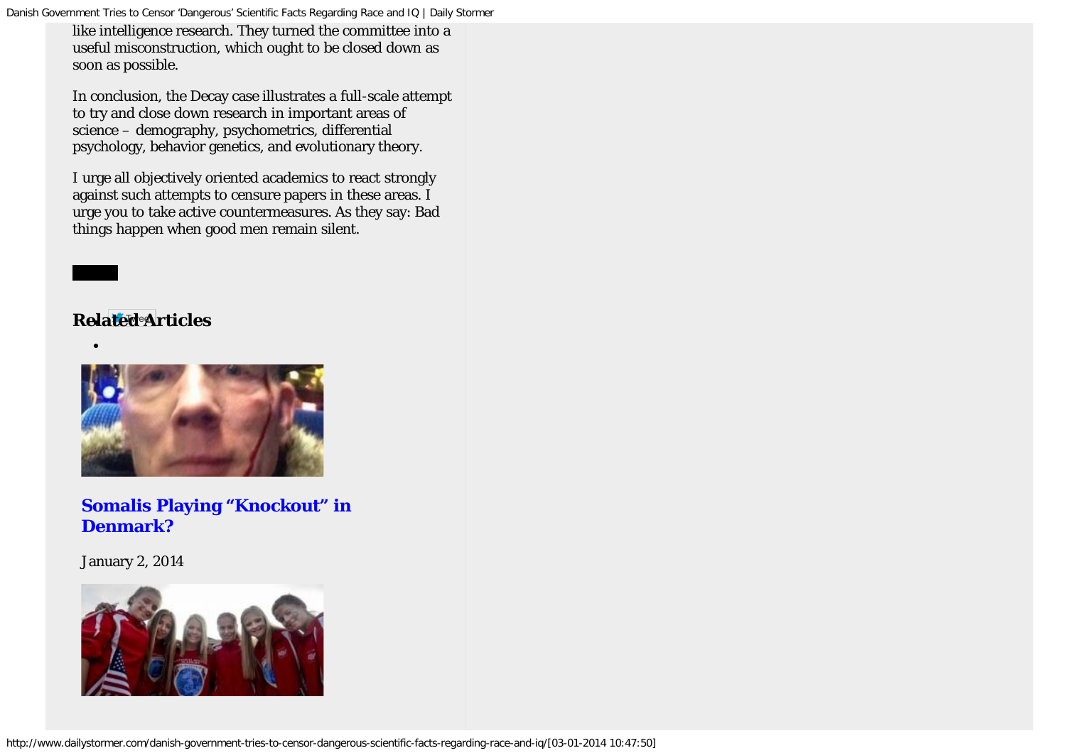like intelligence research. They turned the committee into a useful misconstruction, which ought to be closed down as soon as possible.

In conclusion, the Decay case illustrates a full-scale attempt to try and close down research in important areas of science – demography, psychometrics, differential psychology, behavior genetics, and evolutionary theory.

I urge all objectively oriented academics to react strongly against such attempts to censure papers in these areas. I urge you to take active countermeasures. As they say: Bad things happen when good men remain silent.

## Related Articles

- 

**Somalis Playing "Knockout" in Denmark?**

January 2, 2014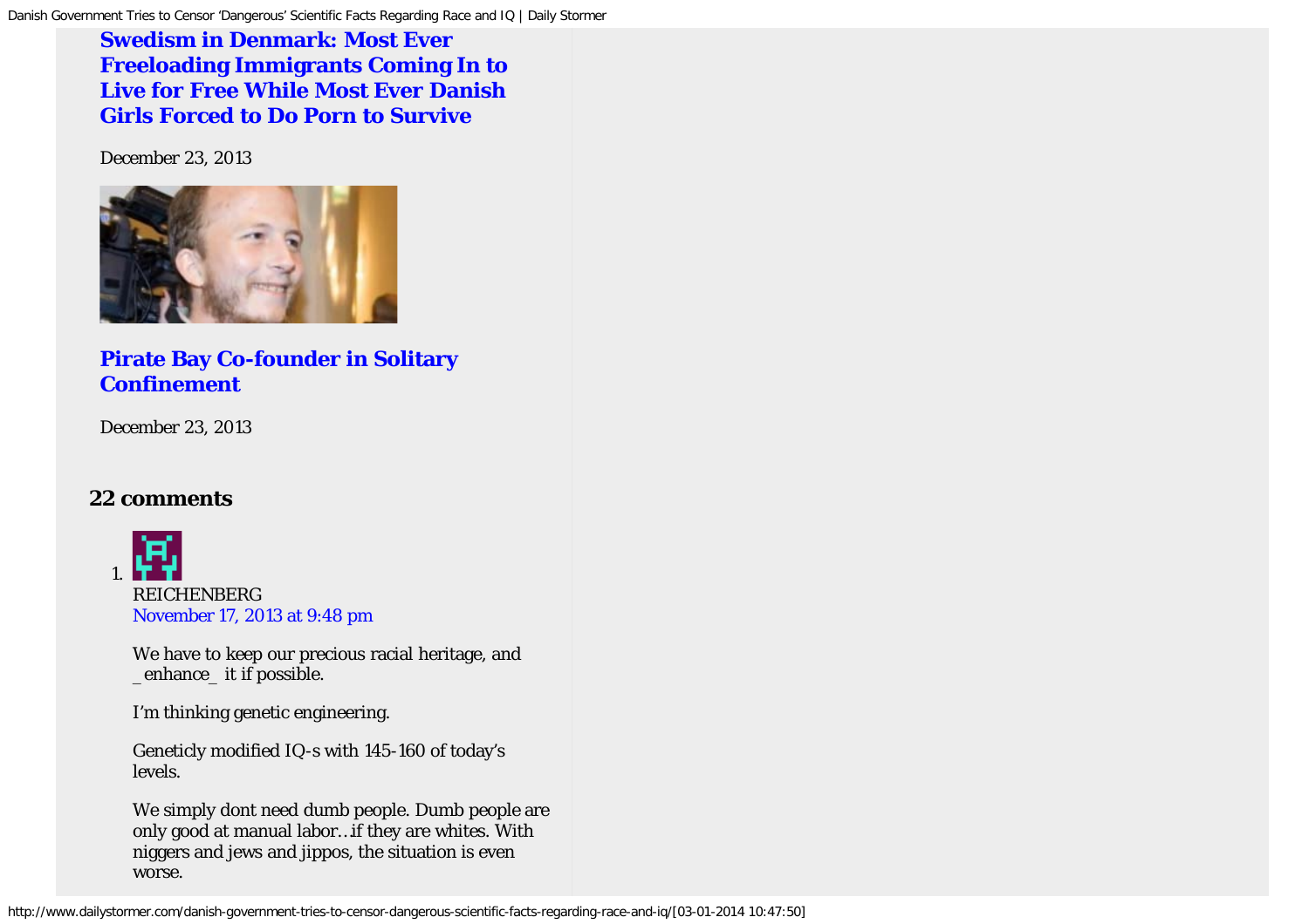**Swedism in Denmark: Most Ever Freeloading Immigrants Coming In to Live for Free While Most Ever Danish Girls Forced to Do Porn to Survive**

December 23, 2013

**Pirate Bay Co-founder in Solitary Confinement**

December 23, 2013

## 22 comments

1. REICHENBERG
   November 17, 2013 at 9:48 pm

   We have to keep our precious racial heritage, and _enhance_ it if possible.

   I'm thinking genetic engineering.

   Geneticly modified IQ-s with 145-160 of today's levels.

   We simply dont need dumb people. Dumb people are only good at manual labor…if they are whites. With niggers and jews and jippos, the situation is even worse.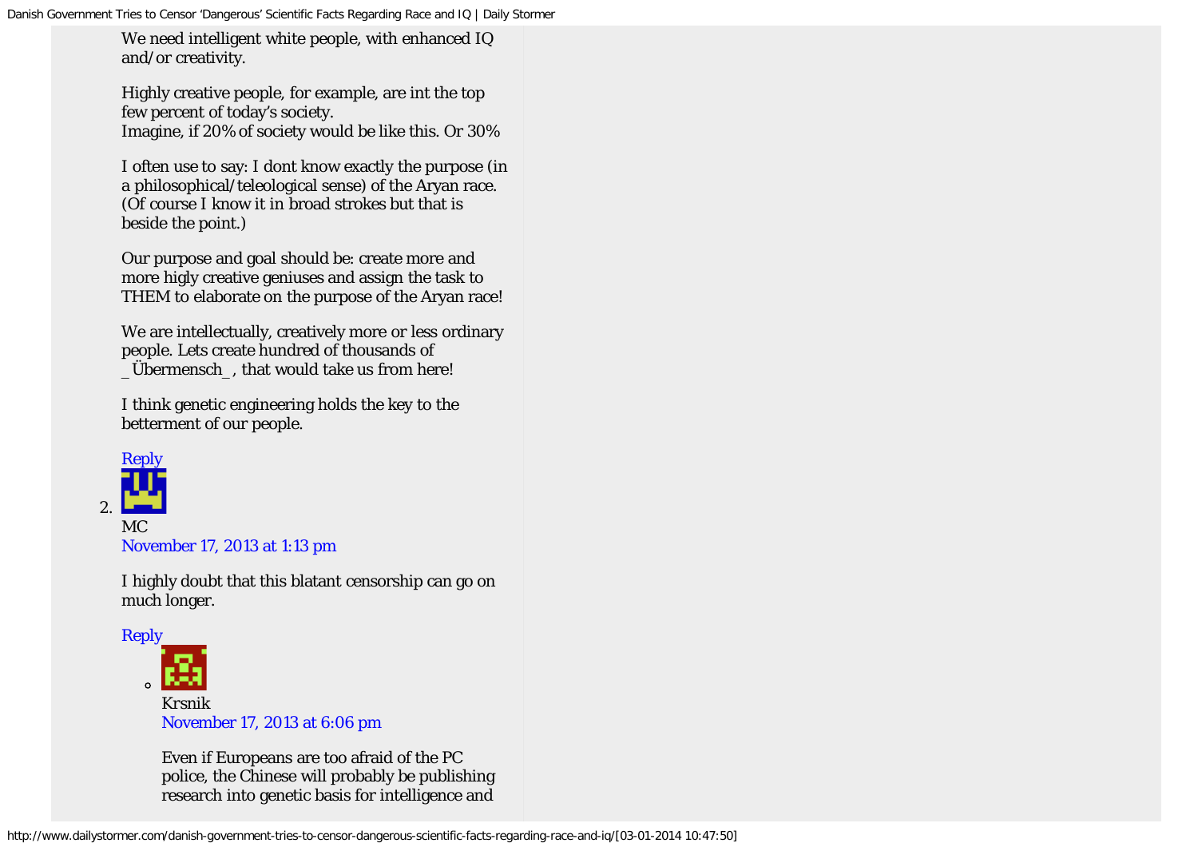We need intelligent white people, with enhanced IQ and/or creativity.

Highly creative people, for example, are int the top few percent of today's society.
Imagine, if 20% of society would be like this. Or 30%

I often use to say: I dont know exactly the purpose (in a philosophical/teleological sense) of the Aryan race. (Of course I know it in broad strokes but that is beside the point.)

Our purpose and goal should be: create more and more higly creative geniuses and assign the task to THEM to elaborate on the purpose of the Aryan race!

We are intellectually, creatively more or less ordinary people. Lets create hundred of thousands of _Übermensch_, that would take us from here!

I think genetic engineering holds the key to the betterment of our people.

Reply

2. MC
November 17, 2013 at 1:13 pm

I highly doubt that this blatant censorship can go on much longer.

Reply

- Krsnik
November 17, 2013 at 6:06 pm

Even if Europeans are too afraid of the PC police, the Chinese will probably be publishing research into genetic basis for intelligence and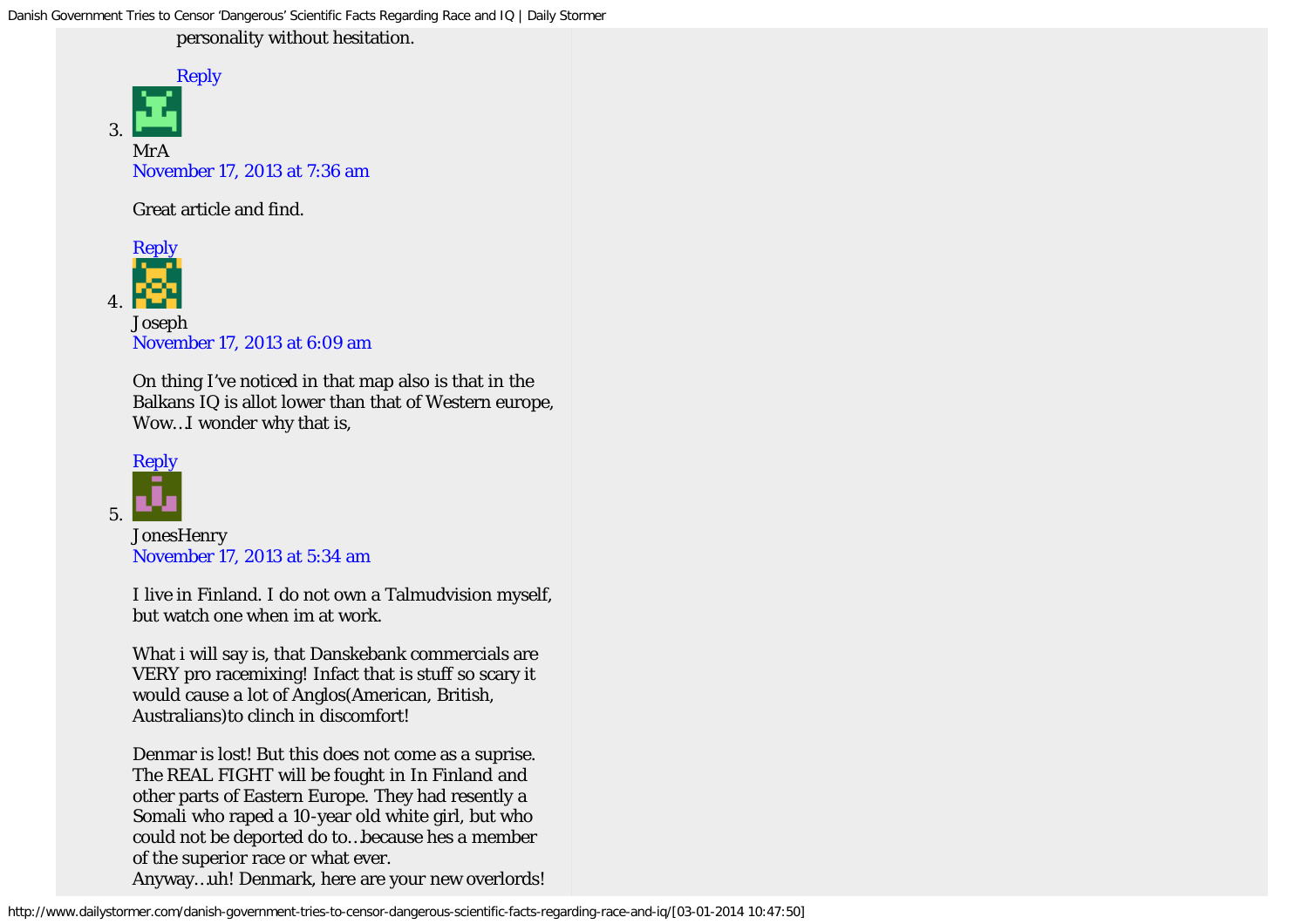personality without hesitation.

Reply

3. MrA
November 17, 2013 at 7:36 am

Great article and find.

Reply

4. Joseph
November 17, 2013 at 6:09 am

On thing I've noticed in that map also is that in the Balkans IQ is allot lower than that of Western europe, Wow…I wonder why that is,

Reply

5. JonesHenry
November 17, 2013 at 5:34 am

I live in Finland. I do not own a Talmudvision myself, but watch one when im at work.

What i will say is, that Danskebank commercials are VERY pro racemixing! Infact that is stuff so scary it would cause a lot of Anglos(American, British, Australians)to clinch in discomfort!

Denmar is lost! But this does not come as a suprise. The REAL FIGHT will be fought in In Finland and other parts of Eastern Europe. They had resently a Somali who raped a 10-year old white girl, but who could not be deported do to…because hes a member of the superior race or what ever.
Anyway…uh! Denmark, here are your new overlords!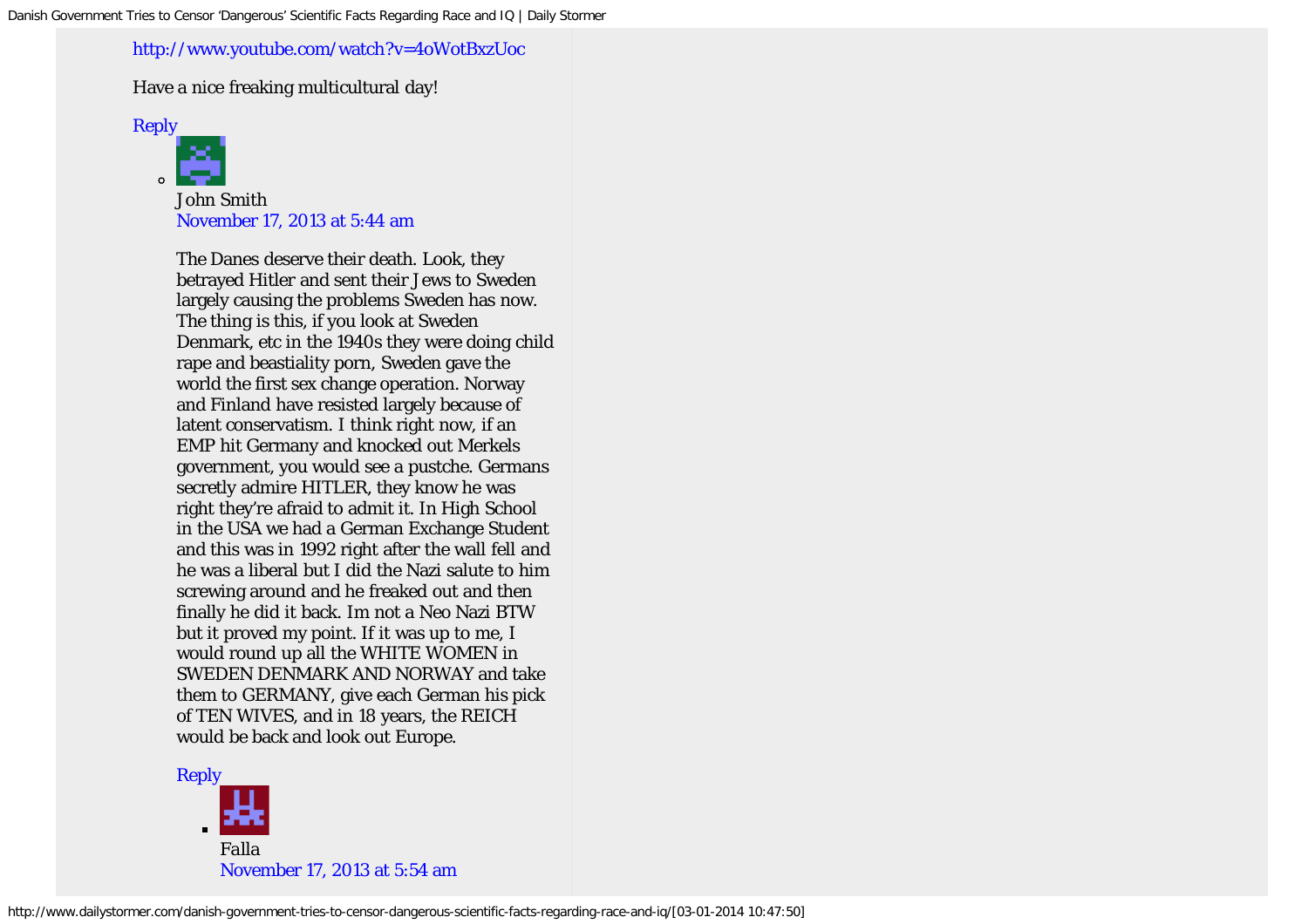http://www.youtube.com/watch?v=4oWotBxzUoc

Have a nice freaking multicultural day!

Reply

- John Smith
  November 17, 2013 at 5:44 am

  The Danes deserve their death. Look, they betrayed Hitler and sent their Jews to Sweden largely causing the problems Sweden has now. The thing is this, if you look at Sweden Denmark, etc in the 1940s they were doing child rape and beastiality porn, Sweden gave the world the first sex change operation. Norway and Finland have resisted largely because of latent conservatism. I think right now, if an EMP hit Germany and knocked out Merkels government, you would see a pustche. Germans secretly admire HITLER, they know he was right they're afraid to admit it. In High School in the USA we had a German Exchange Student and this was in 1992 right after the wall fell and he was a liberal but I did the Nazi salute to him screwing around and he freaked out and then finally he did it back. Im not a Neo Nazi BTW but it proved my point. If it was up to me, I would round up all the WHITE WOMEN in SWEDEN DENMARK AND NORWAY and take them to GERMANY, give each German his pick of TEN WIVES, and in 18 years, the REICH would be back and look out Europe.

  Reply

  - Falla
    November 17, 2013 at 5:54 am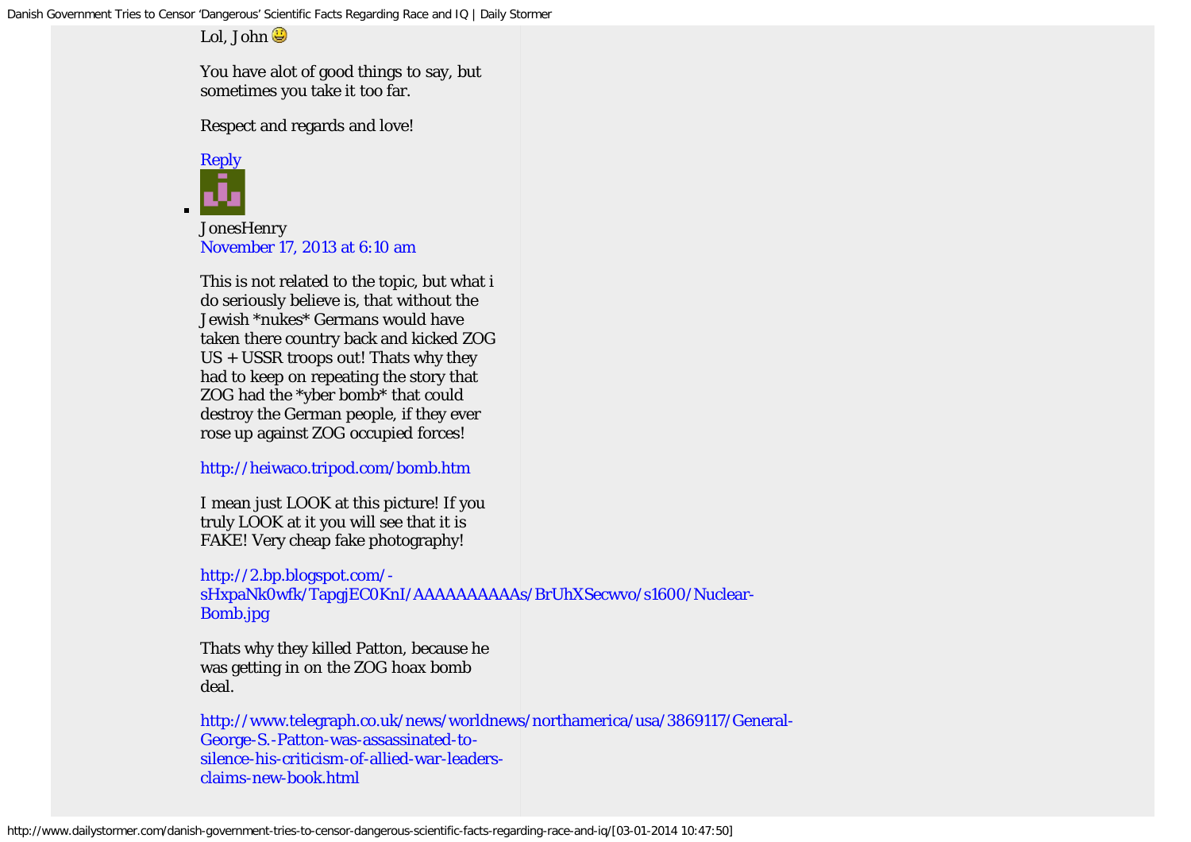Lol, John 😃

You have alot of good things to say, but sometimes you take it too far.

Respect and regards and love!

Reply

- JonesHenry
  November 17, 2013 at 6:10 am

  This is not related to the topic, but what i do seriously believe is, that without the Jewish *nukes* Germans would have taken there country back and kicked ZOG US + USSR troops out! Thats why they had to keep on repeating the story that ZOG had the *yber bomb* that could destroy the German people, if they ever rose up against ZOG occupied forces!

  http://heiwaco.tripod.com/bomb.htm

  I mean just LOOK at this picture! If you truly LOOK at it you will see that it is FAKE! Very cheap fake photography!

  http://2.bp.blogspot.com/-sHxpaNk0wfk/TapgjEC0KnI/AAAAAAAAAAs/BrUhXSecwvo/s1600/Nuclear-Bomb.jpg

  Thats why they killed Patton, because he was getting in on the ZOG hoax bomb deal.

  http://www.telegraph.co.uk/news/worldnews/northamerica/usa/3869117/General-George-S.-Patton-was-assassinated-to-silence-his-criticism-of-allied-war-leaders-claims-new-book.html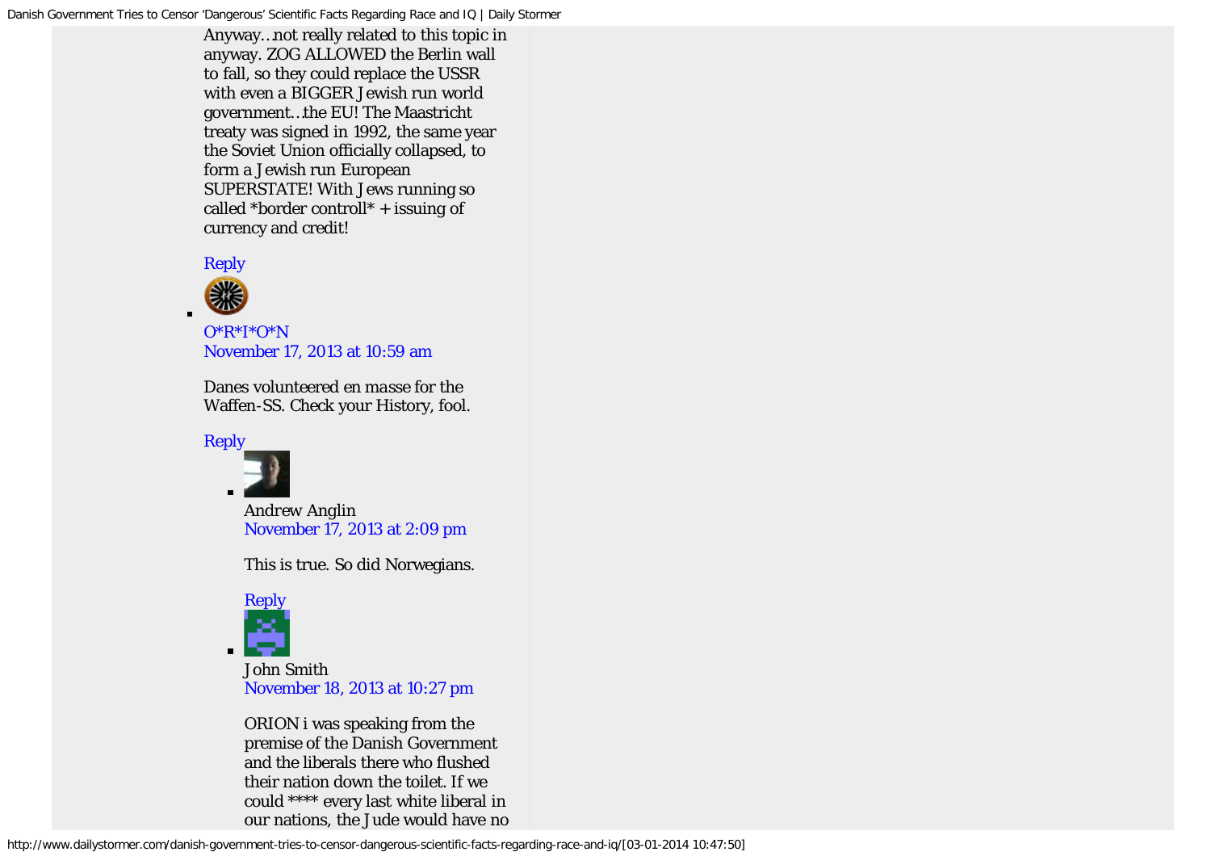Anyway…not really related to this topic in anyway. ZOG ALLOWED the Berlin wall to fall, so they could replace the USSR with even a BIGGER Jewish run world government…the EU! The Maastricht treaty was signed in 1992, the same year the Soviet Union officially collapsed, to form a Jewish run European SUPERSTATE! With Jews running so called *border controll* + issuing of currency and credit!

Reply

- O*R*I*O*N
  November 17, 2013 at 10:59 am

  Danes volunteered *en masse* for the Waffen-SS. Check your History, fool.

  Reply

  - Andrew Anglin
    November 17, 2013 at 2:09 pm

    This is true. So did Norwegians.

    Reply

  - John Smith
    November 18, 2013 at 10:27 pm

    ORION i was speaking from the premise of the Danish Government and the liberals there who flushed their nation down the toilet. If we could **** every last white liberal in our nations, the Jude would have no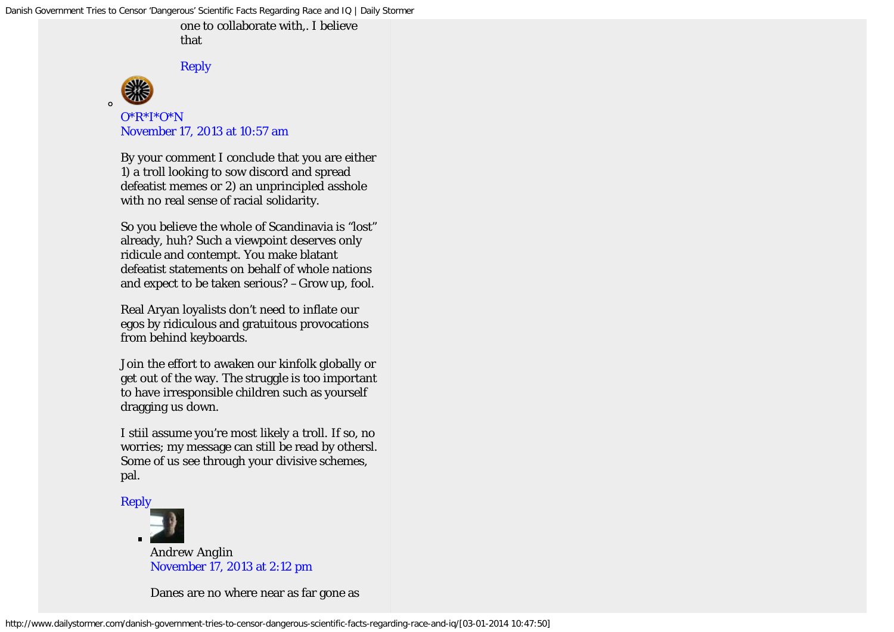one to collaborate with,. I believe that

Reply

- O*R*I*O*N
  November 17, 2013 at 10:57 am

  By your comment I conclude that you are either 1) a troll looking to sow discord and spread defeatist memes or 2) an unprincipled asshole with no real sense of racial solidarity.

  So you believe the whole of Scandinavia is "lost" already, huh? Such a viewpoint deserves only ridicule and contempt. You make blatant defeatist statements on behalf of whole nations and expect to be taken serious? – Grow up, fool.

  Real Aryan loyalists don't need to inflate our egos by ridiculous and gratuitous provocations from behind keyboards.

  Join the effort to awaken our kinfolk globally or get out of the way. The struggle is too important to have irresponsible children such as yourself dragging us down.

  I stiil assume you're most likely a troll. If so, no worries; my message can still be read by othersl. Some of us see through your divisive schemes, pal.

  Reply

  - Andrew Anglin
    November 17, 2013 at 2:12 pm

    Danes are no where near as far gone as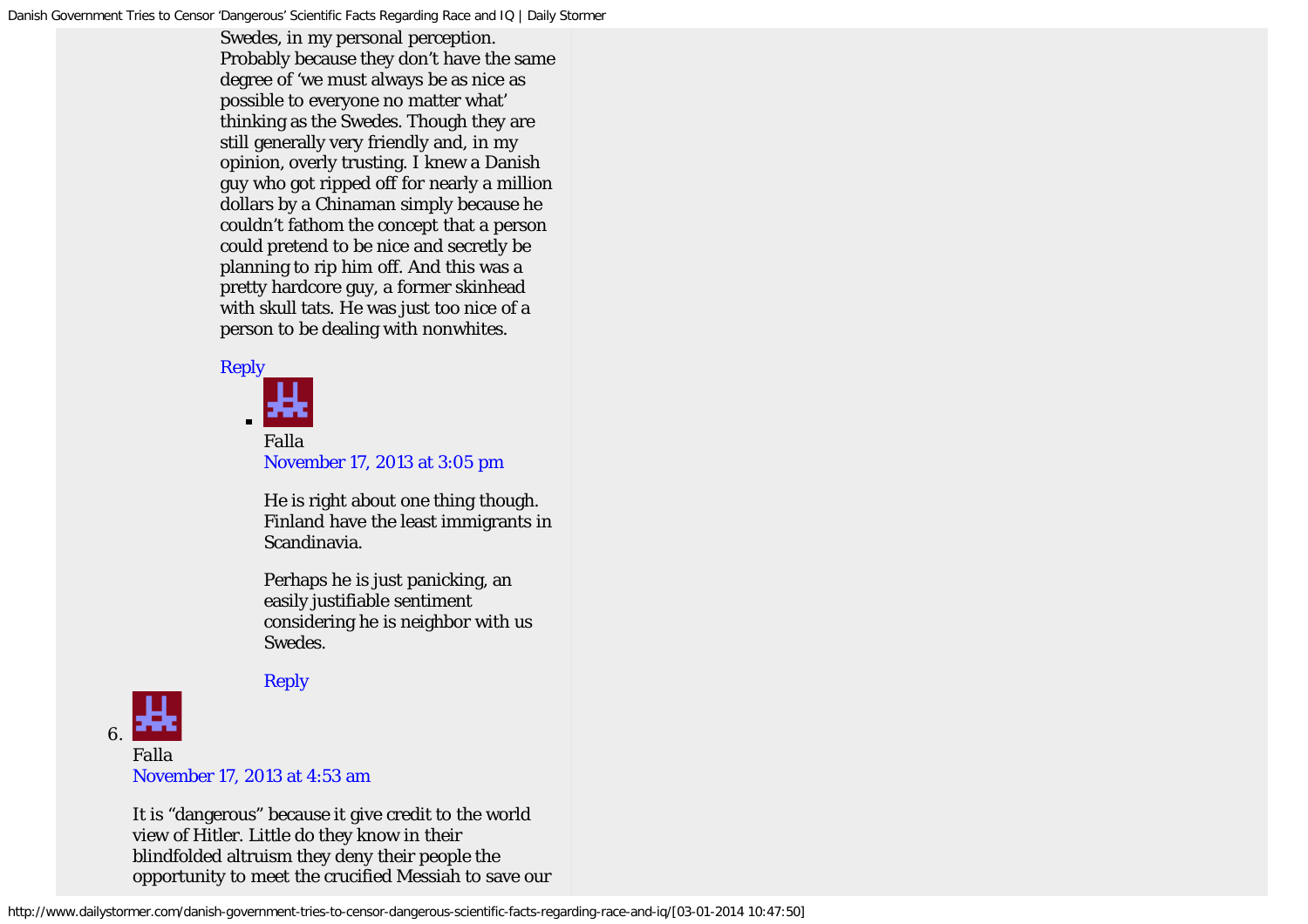Swedes, in my personal perception. Probably because they don't have the same degree of 'we must always be as nice as possible to everyone no matter what' thinking as the Swedes. Though they are still generally very friendly and, in my opinion, overly trusting. I knew a Danish guy who got ripped off for nearly a million dollars by a Chinaman simply because he couldn't fathom the concept that a person could pretend to be nice and secretly be planning to rip him off. And this was a pretty hardcore guy, a former skinhead with skull tats. He was just too nice of a person to be dealing with nonwhites.

Reply

- Falla
  November 17, 2013 at 3:05 pm

  He is right about one thing though. Finland have the least immigrants in Scandinavia.

  Perhaps he is just panicking, an easily justifiable sentiment considering he is neighbor with us Swedes.

  Reply

6. Falla
   November 17, 2013 at 4:53 am

   It is "dangerous" because it give credit to the world view of Hitler. Little do they know in their blindfolded altruism they deny their people the opportunity to meet the crucified Messiah to save our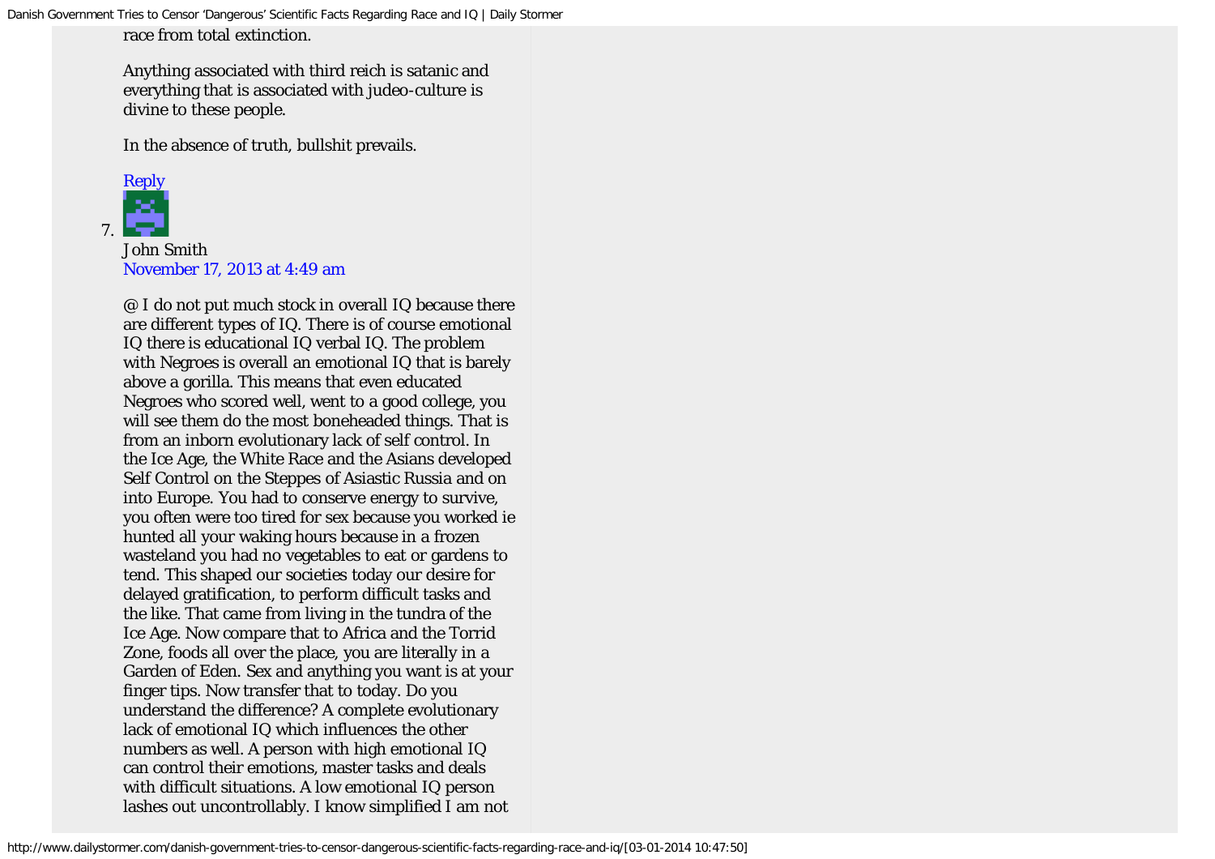race from total extinction.

Anything associated with third reich is satanic and everything that is associated with judeo-culture is divine to these people.

In the absence of truth, bullshit prevails.

Reply

7. John Smith
November 17, 2013 at 4:49 am

@ I do not put much stock in overall IQ because there are different types of IQ. There is of course emotional IQ there is educational IQ verbal IQ. The problem with Negroes is overall an emotional IQ that is barely above a gorilla. This means that even educated Negroes who scored well, went to a good college, you will see them do the most boneheaded things. That is from an inborn evolutionary lack of self control. In the Ice Age, the White Race and the Asians developed Self Control on the Steppes of Asiastic Russia and on into Europe. You had to conserve energy to survive, you often were too tired for sex because you worked ie hunted all your waking hours because in a frozen wasteland you had no vegetables to eat or gardens to tend. This shaped our societies today our desire for delayed gratification, to perform difficult tasks and the like. That came from living in the tundra of the Ice Age. Now compare that to Africa and the Torrid Zone, foods all over the place, you are literally in a Garden of Eden. Sex and anything you want is at your finger tips. Now transfer that to today. Do you understand the difference? A complete evolutionary lack of emotional IQ which influences the other numbers as well. A person with high emotional IQ can control their emotions, master tasks and deals with difficult situations. A low emotional IQ person lashes out uncontrollably. I know simplified I am not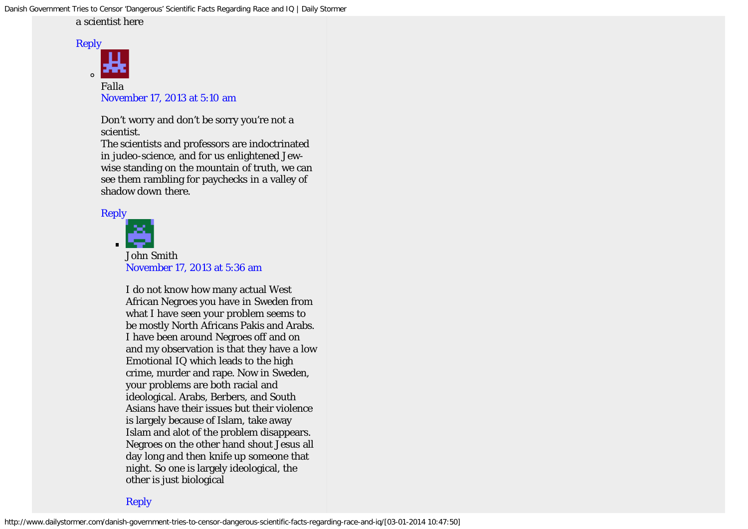a scientist here

Reply

- Falla
  November 17, 2013 at 5:10 am

  Don't worry and don't be sorry you're not a scientist.
  The scientists and professors are indoctrinated in judeo-science, and for us enlightened Jew-wise standing on the mountain of truth, we can see them rambling for paychecks in a valley of shadow down there.

  Reply

  - John Smith
    November 17, 2013 at 5:36 am

    I do not know how many actual West African Negroes you have in Sweden from what I have seen your problem seems to be mostly North Africans Pakis and Arabs. I have been around Negroes off and on and my observation is that they have a low Emotional IQ which leads to the high crime, murder and rape. Now in Sweden, your problems are both racial and ideological. Arabs, Berbers, and South Asians have their issues but their violence is largely because of Islam, take away Islam and alot of the problem disappears. Negroes on the other hand shout Jesus all day long and then knife up someone that night. So one is largely ideological, the other is just biological

    Reply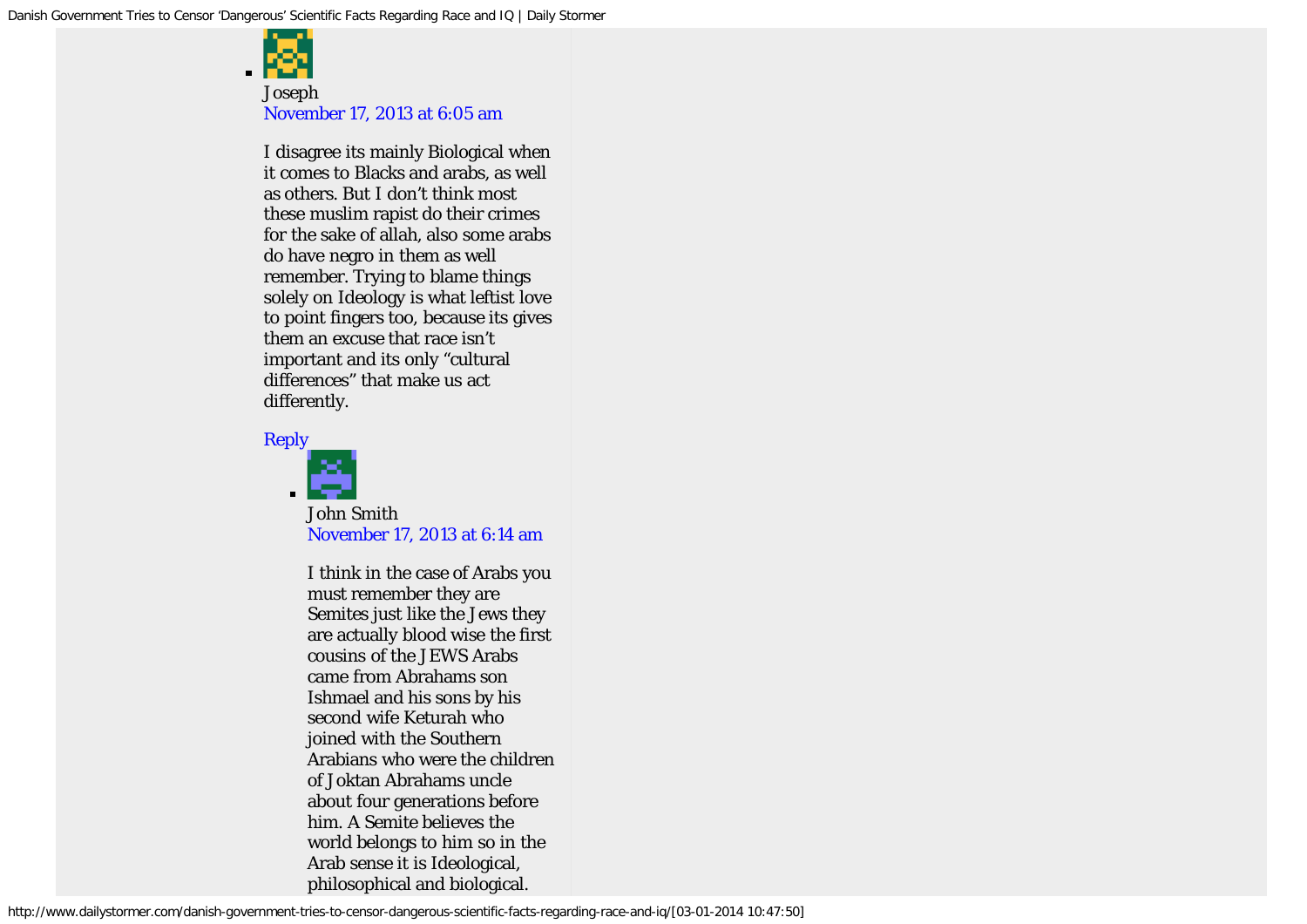- Joseph
  November 17, 2013 at 6:05 am

  I disagree its mainly Biological when it comes to Blacks and arabs, as well as others. But I don't think most these muslim rapist do their crimes for the sake of allah, also some arabs do have negro in them as well remember. Trying to blame things solely on Ideology is what leftist love to point fingers too, because its gives them an excuse that race isn't important and its only "cultural differences" that make us act differently.

  Reply

  - John Smith
    November 17, 2013 at 6:14 am

    I think in the case of Arabs you must remember they are Semites just like the Jews they are actually blood wise the first cousins of the JEWS Arabs came from Abrahams son Ishmael and his sons by his second wife Keturah who joined with the Southern Arabians who were the children of Joktan Abrahams uncle about four generations before him. A Semite believes the world belongs to him so in the Arab sense it is Ideological, philosophical and biological.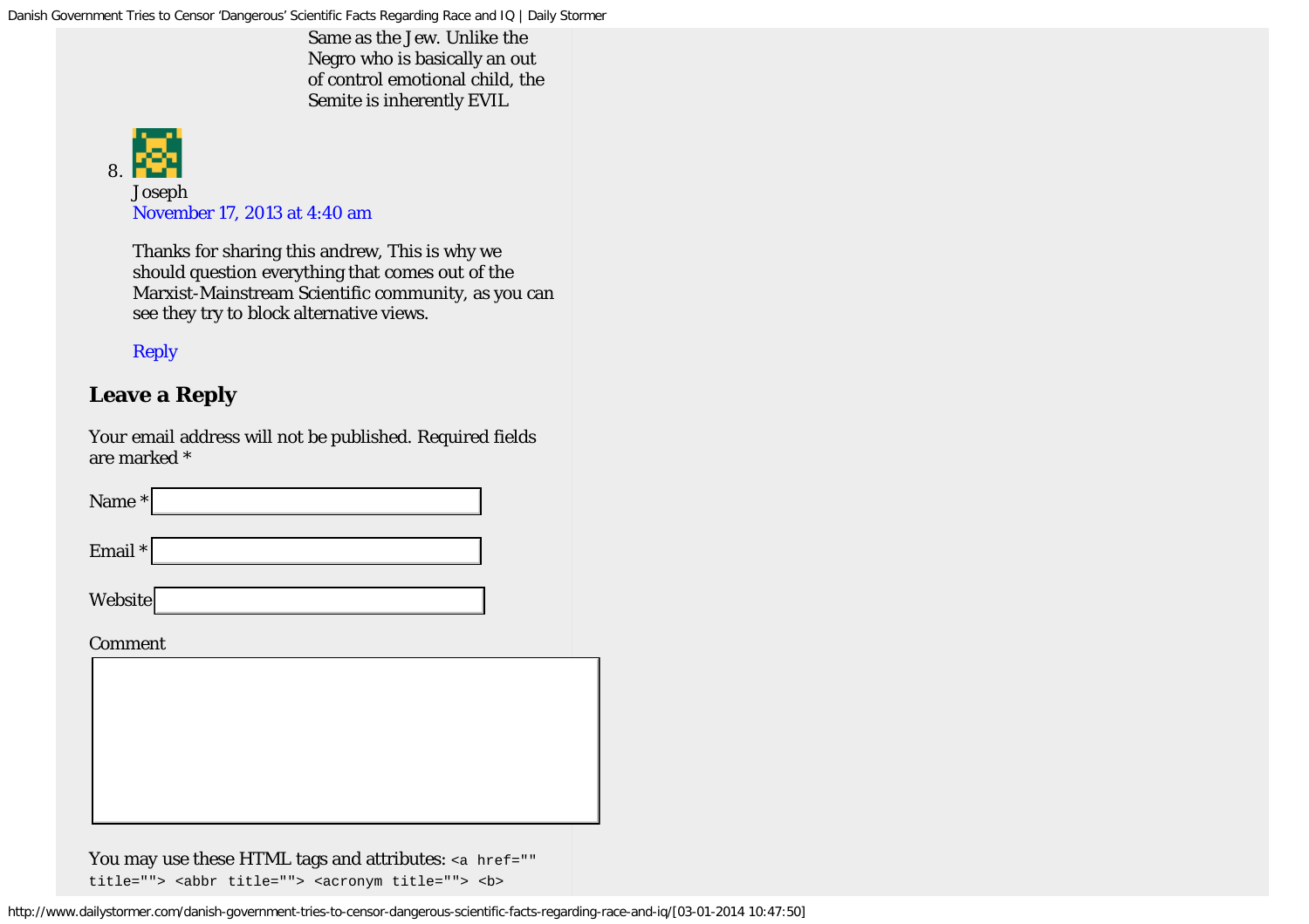Same as the Jew. Unlike the Negro who is basically an out of control emotional child, the Semite is inherently EVIL

8. Joseph
   November 17, 2013 at 4:40 am

   Thanks for sharing this andrew, This is why we should question everything that comes out of the Marxist-Mainstream Scientific community, as you can see they try to block alternative views.

   Reply

## Leave a Reply

Your email address will not be published. Required fields are marked *

Name *

Email *

Website

Comment

You may use these HTML tags and attributes: `<a href="" title=""> <abbr title=""> <acronym title=""> <b>`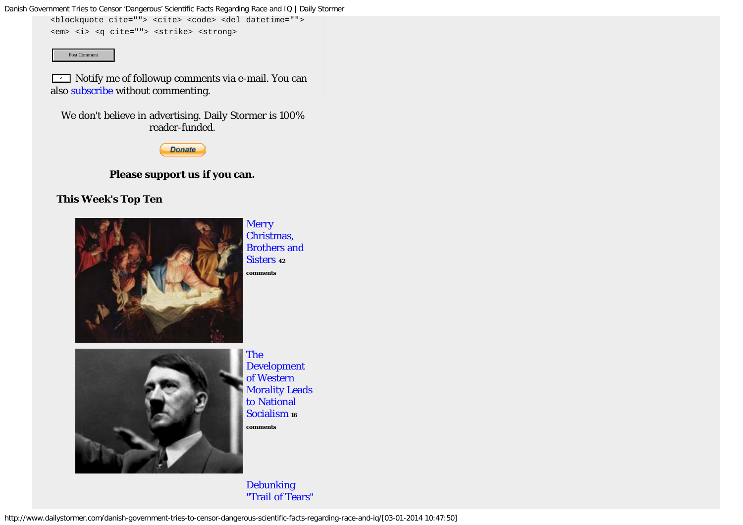```
<blockquote cite=""> <cite> <code> <del datetime="">
<em> <i> <q cite=""> <strike> <strong>
```

Post Comment

Notify me of followup comments via e-mail. You can also subscribe without commenting.

We don't believe in advertising. Daily Stormer is 100% reader-funded.

Donate

**Please support us if you can.**

### This Week's Top Ten

Merry Christmas, Brothers and Sisters 42 comments

The Development of Western Morality Leads to National Socialism 16 comments

Debunking "Trail of Tears"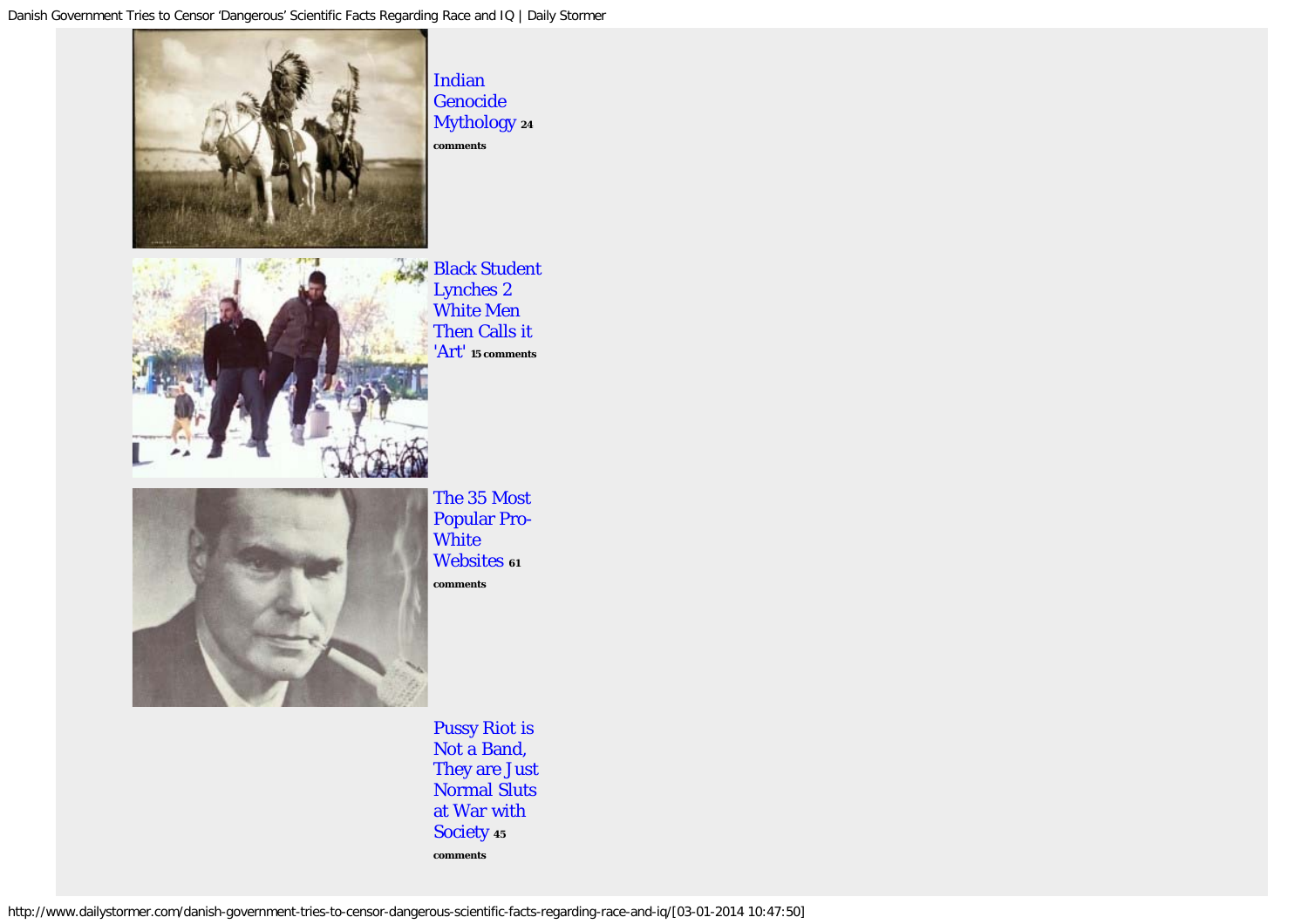Indian Genocide Mythology 24 comments

Black Student Lynches 2 White Men Then Calls it 'Art' 15 comments

The 35 Most Popular Pro-White Websites 61 comments

Pussy Riot is Not a Band, They are Just Normal Sluts at War with Society 45 comments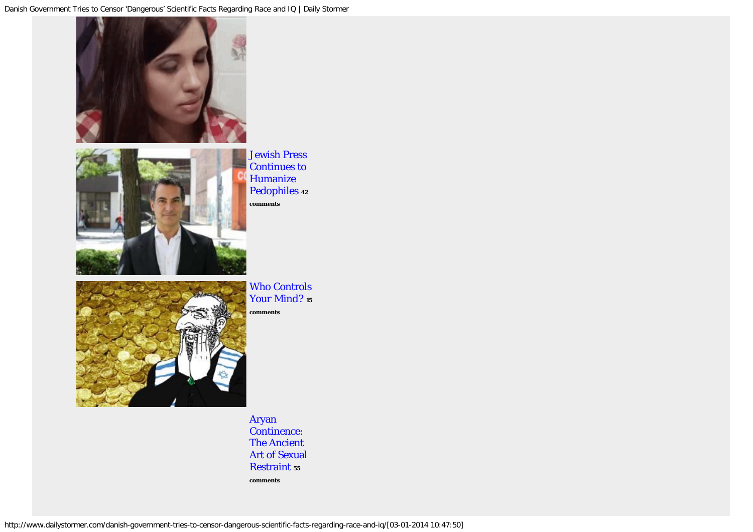Jewish Press Continues to Humanize Pedophiles 42 comments

Who Controls Your Mind? 15 comments

Aryan Continence: The Ancient Art of Sexual Restraint 55 comments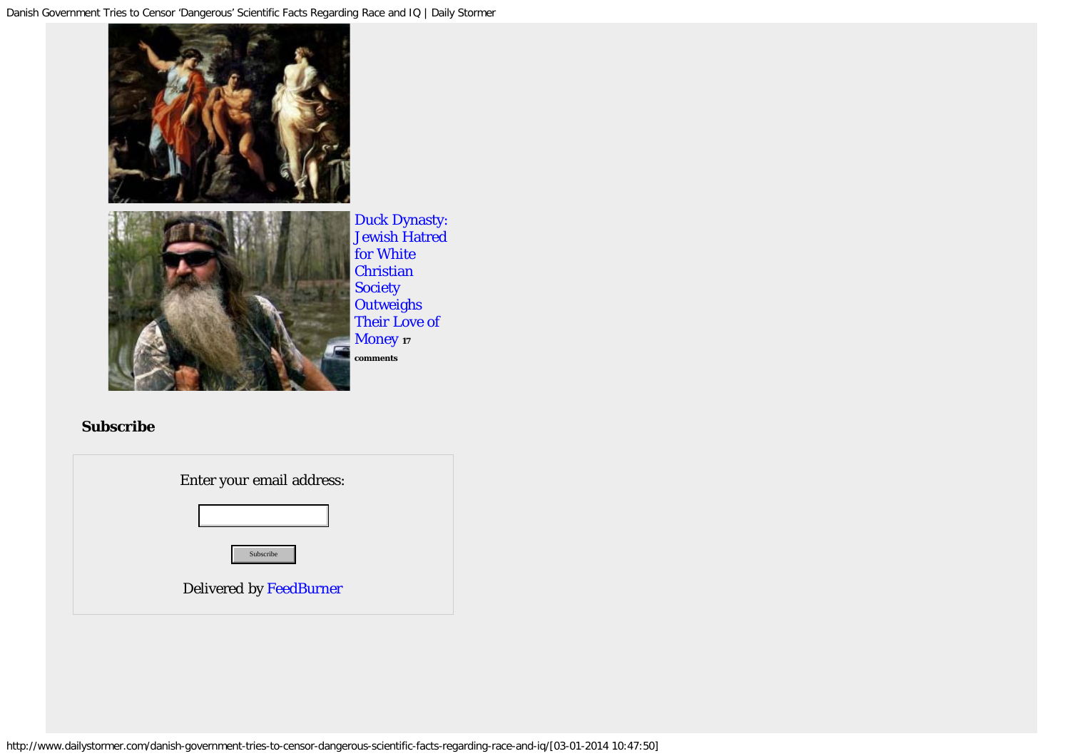Duck Dynasty: Jewish Hatred for White Christian Society Outweighs Their Love of Money 17 comments

**Subscribe**

Enter your email address:

Subscribe

Delivered by FeedBurner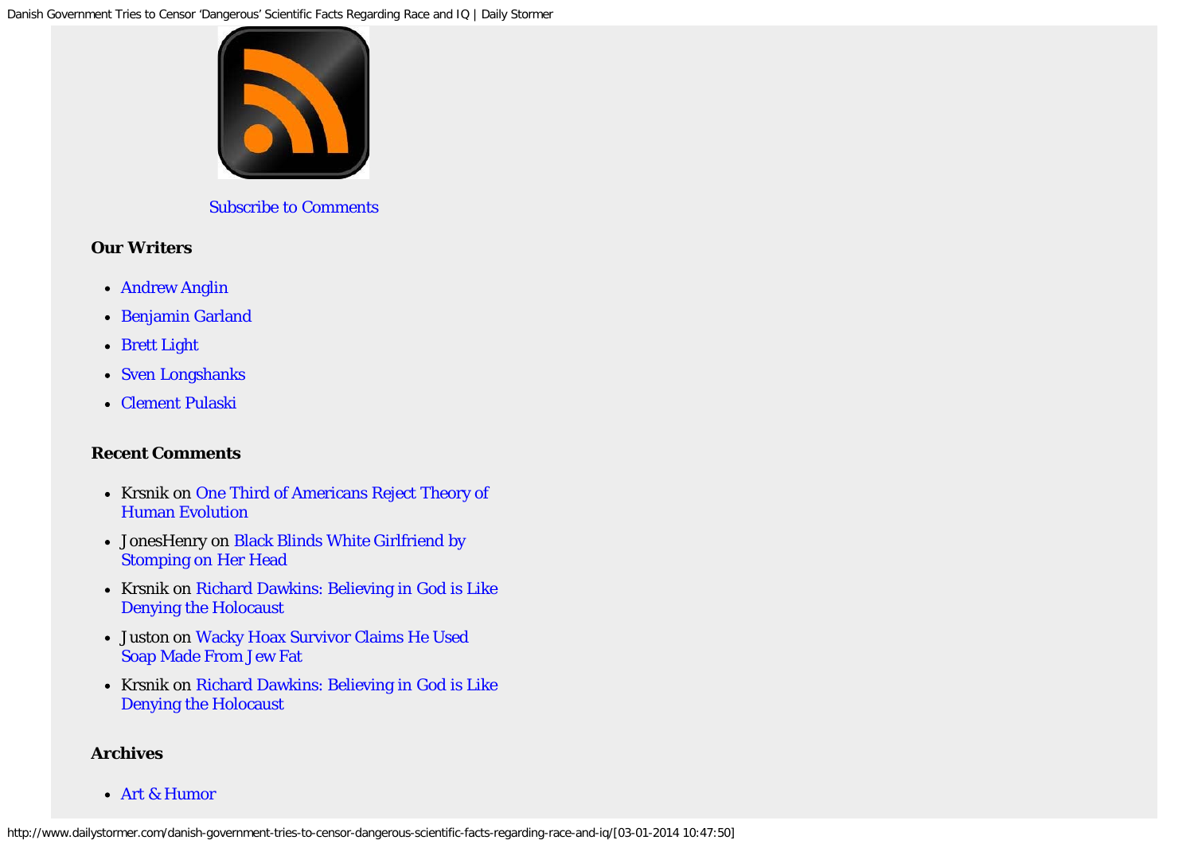Subscribe to Comments

### Our Writers

- Andrew Anglin
- Benjamin Garland
- Brett Light
- Sven Longshanks
- Clement Pulaski

### Recent Comments

- Krsnik on One Third of Americans Reject Theory of Human Evolution
- JonesHenry on Black Blinds White Girlfriend by Stomping on Her Head
- Krsnik on Richard Dawkins: Believing in God is Like Denying the Holocaust
- Juston on Wacky Hoax Survivor Claims He Used Soap Made From Jew Fat
- Krsnik on Richard Dawkins: Believing in God is Like Denying the Holocaust

### Archives

- Art & Humor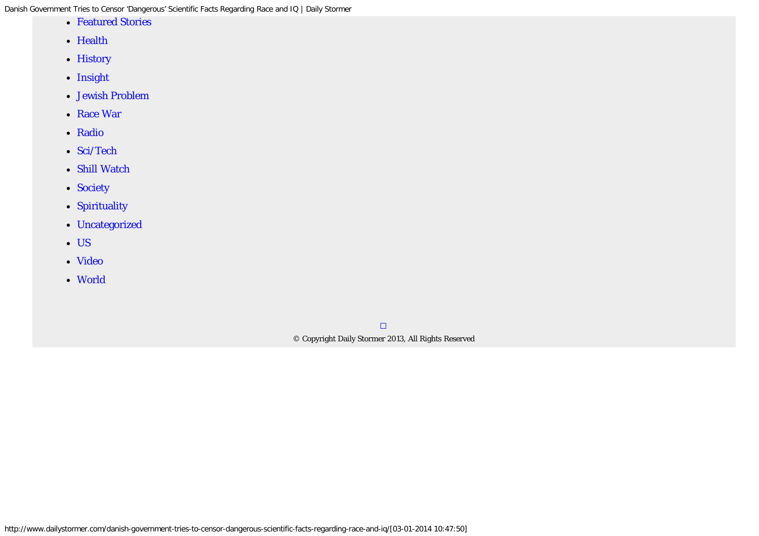- Featured Stories
- Health
- History
- Insight
- Jewish Problem
- Race War
- Radio
- Sci/Tech
- Shill Watch
- Society
- Spirituality
- Uncategorized
- US
- Video
- World

© Copyright Daily Stormer 2013, All Rights Reserved